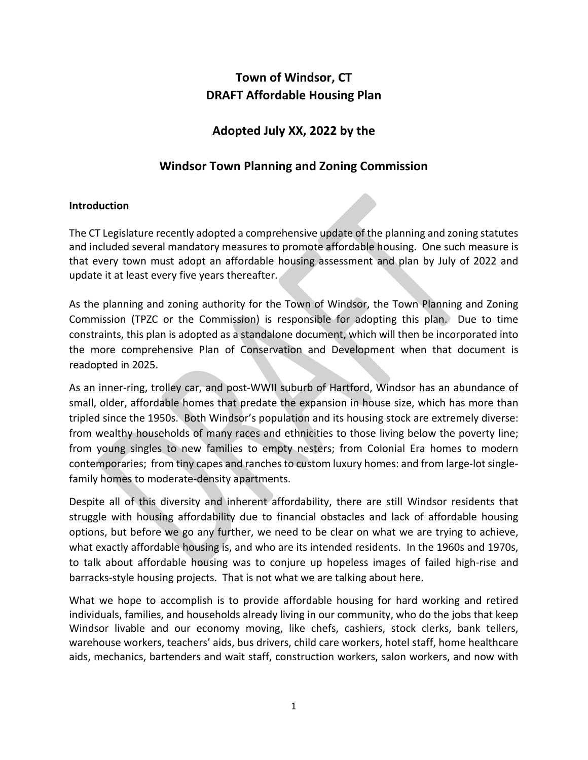# Town of Windsor, CT
# DRAFT Affordable Housing Plan

## Adopted July XX, 2022 by the

## Windsor Town Planning and Zoning Commission

**Introduction**

The CT Legislature recently adopted a comprehensive update of the planning and zoning statutes and included several mandatory measures to promote affordable housing. One such measure is that every town must adopt an affordable housing assessment and plan by July of 2022 and update it at least every five years thereafter.

As the planning and zoning authority for the Town of Windsor, the Town Planning and Zoning Commission (TPZC or the Commission) is responsible for adopting this plan. Due to time constraints, this plan is adopted as a standalone document, which will then be incorporated into the more comprehensive Plan of Conservation and Development when that document is readopted in 2025.

As an inner-ring, trolley car, and post-WWII suburb of Hartford, Windsor has an abundance of small, older, affordable homes that predate the expansion in house size, which has more than tripled since the 1950s. Both Windsor's population and its housing stock are extremely diverse: from wealthy households of many races and ethnicities to those living below the poverty line; from young singles to new families to empty nesters; from Colonial Era homes to modern contemporaries; from tiny capes and ranches to custom luxury homes: and from large-lot single-family homes to moderate-density apartments.

Despite all of this diversity and inherent affordability, there are still Windsor residents that struggle with housing affordability due to financial obstacles and lack of affordable housing options, but before we go any further, we need to be clear on what we are trying to achieve, what exactly affordable housing is, and who are its intended residents. In the 1960s and 1970s, to talk about affordable housing was to conjure up hopeless images of failed high-rise and barracks-style housing projects. That is not what we are talking about here.

What we hope to accomplish is to provide affordable housing for hard working and retired individuals, families, and households already living in our community, who do the jobs that keep Windsor livable and our economy moving, like chefs, cashiers, stock clerks, bank tellers, warehouse workers, teachers' aids, bus drivers, child care workers, hotel staff, home healthcare aids, mechanics, bartenders and wait staff, construction workers, salon workers, and now with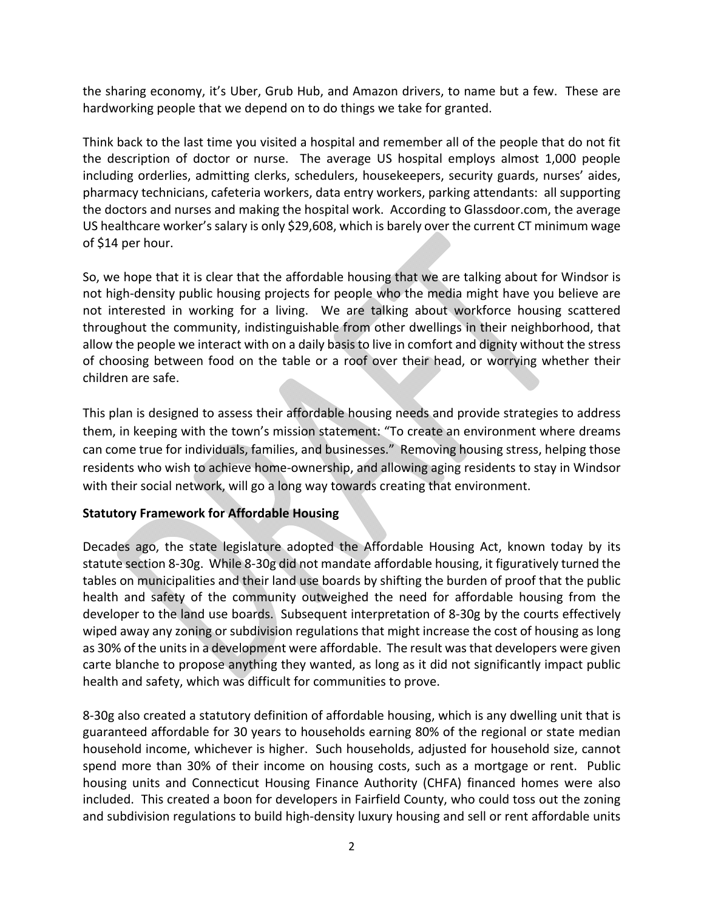the sharing economy, it's Uber, Grub Hub, and Amazon drivers, to name but a few. These are hardworking people that we depend on to do things we take for granted.

Think back to the last time you visited a hospital and remember all of the people that do not fit the description of doctor or nurse. The average US hospital employs almost 1,000 people including orderlies, admitting clerks, schedulers, housekeepers, security guards, nurses' aides, pharmacy technicians, cafeteria workers, data entry workers, parking attendants: all supporting the doctors and nurses and making the hospital work. According to Glassdoor.com, the average US healthcare worker's salary is only $29,608, which is barely over the current CT minimum wage of $14 per hour.

So, we hope that it is clear that the affordable housing that we are talking about for Windsor is not high-density public housing projects for people who the media might have you believe are not interested in working for a living. We are talking about workforce housing scattered throughout the community, indistinguishable from other dwellings in their neighborhood, that allow the people we interact with on a daily basis to live in comfort and dignity without the stress of choosing between food on the table or a roof over their head, or worrying whether their children are safe.

This plan is designed to assess their affordable housing needs and provide strategies to address them, in keeping with the town's mission statement: "To create an environment where dreams can come true for individuals, families, and businesses." Removing housing stress, helping those residents who wish to achieve home-ownership, and allowing aging residents to stay in Windsor with their social network, will go a long way towards creating that environment.

**Statutory Framework for Affordable Housing**

Decades ago, the state legislature adopted the Affordable Housing Act, known today by its statute section 8-30g. While 8-30g did not mandate affordable housing, it figuratively turned the tables on municipalities and their land use boards by shifting the burden of proof that the public health and safety of the community outweighed the need for affordable housing from the developer to the land use boards. Subsequent interpretation of 8-30g by the courts effectively wiped away any zoning or subdivision regulations that might increase the cost of housing as long as 30% of the units in a development were affordable. The result was that developers were given carte blanche to propose anything they wanted, as long as it did not significantly impact public health and safety, which was difficult for communities to prove.

8-30g also created a statutory definition of affordable housing, which is any dwelling unit that is guaranteed affordable for 30 years to households earning 80% of the regional or state median household income, whichever is higher. Such households, adjusted for household size, cannot spend more than 30% of their income on housing costs, such as a mortgage or rent. Public housing units and Connecticut Housing Finance Authority (CHFA) financed homes were also included. This created a boon for developers in Fairfield County, who could toss out the zoning and subdivision regulations to build high-density luxury housing and sell or rent affordable units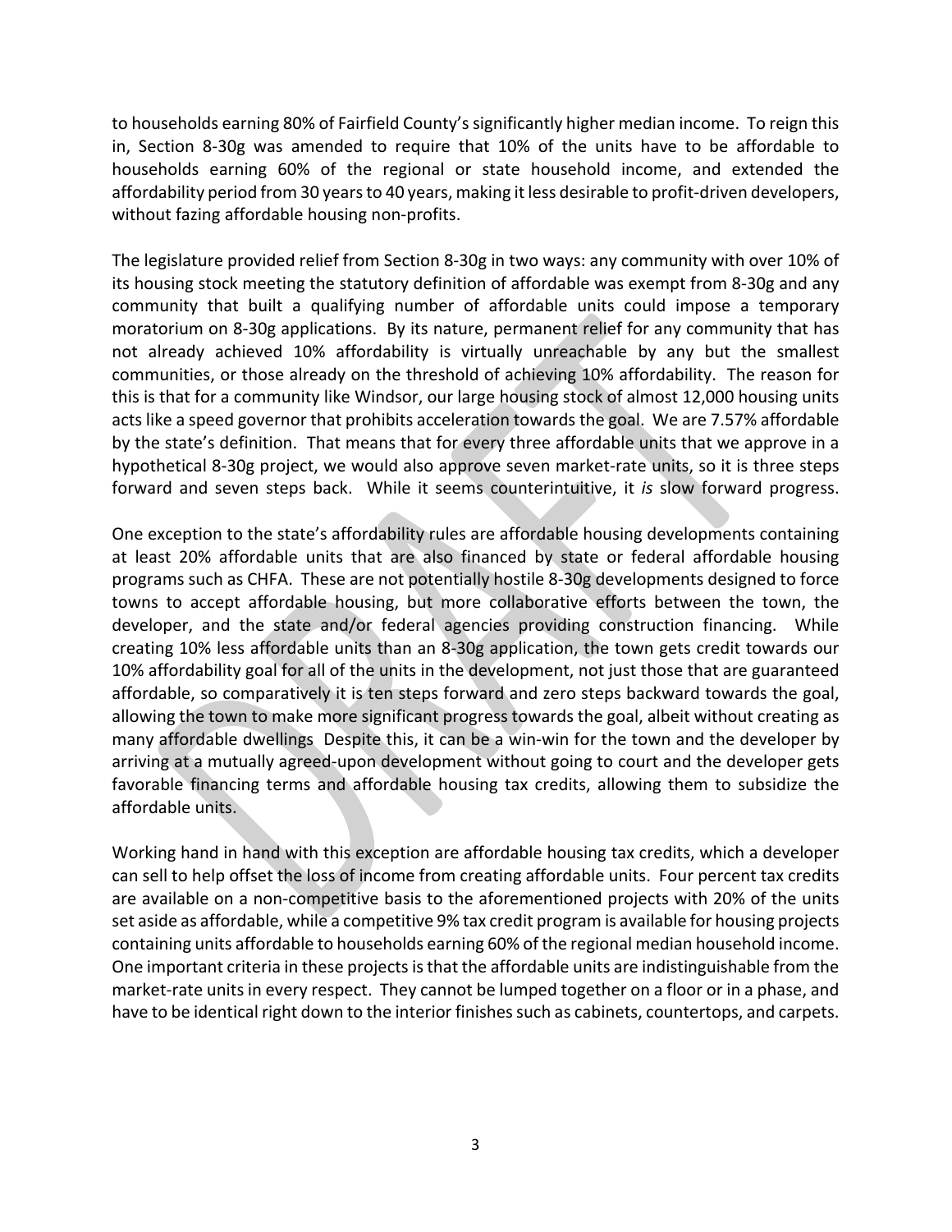to households earning 80% of Fairfield County's significantly higher median income. To reign this in, Section 8-30g was amended to require that 10% of the units have to be affordable to households earning 60% of the regional or state household income, and extended the affordability period from 30 years to 40 years, making it less desirable to profit-driven developers, without fazing affordable housing non-profits.

The legislature provided relief from Section 8-30g in two ways: any community with over 10% of its housing stock meeting the statutory definition of affordable was exempt from 8-30g and any community that built a qualifying number of affordable units could impose a temporary moratorium on 8-30g applications. By its nature, permanent relief for any community that has not already achieved 10% affordability is virtually unreachable by any but the smallest communities, or those already on the threshold of achieving 10% affordability. The reason for this is that for a community like Windsor, our large housing stock of almost 12,000 housing units acts like a speed governor that prohibits acceleration towards the goal. We are 7.57% affordable by the state's definition. That means that for every three affordable units that we approve in a hypothetical 8-30g project, we would also approve seven market-rate units, so it is three steps forward and seven steps back. While it seems counterintuitive, it *is* slow forward progress.

One exception to the state's affordability rules are affordable housing developments containing at least 20% affordable units that are also financed by state or federal affordable housing programs such as CHFA. These are not potentially hostile 8-30g developments designed to force towns to accept affordable housing, but more collaborative efforts between the town, the developer, and the state and/or federal agencies providing construction financing. While creating 10% less affordable units than an 8-30g application, the town gets credit towards our 10% affordability goal for all of the units in the development, not just those that are guaranteed affordable, so comparatively it is ten steps forward and zero steps backward towards the goal, allowing the town to make more significant progress towards the goal, albeit without creating as many affordable dwellings Despite this, it can be a win-win for the town and the developer by arriving at a mutually agreed-upon development without going to court and the developer gets favorable financing terms and affordable housing tax credits, allowing them to subsidize the affordable units.

Working hand in hand with this exception are affordable housing tax credits, which a developer can sell to help offset the loss of income from creating affordable units. Four percent tax credits are available on a non-competitive basis to the aforementioned projects with 20% of the units set aside as affordable, while a competitive 9% tax credit program is available for housing projects containing units affordable to households earning 60% of the regional median household income. One important criteria in these projects is that the affordable units are indistinguishable from the market-rate units in every respect. They cannot be lumped together on a floor or in a phase, and have to be identical right down to the interior finishes such as cabinets, countertops, and carpets.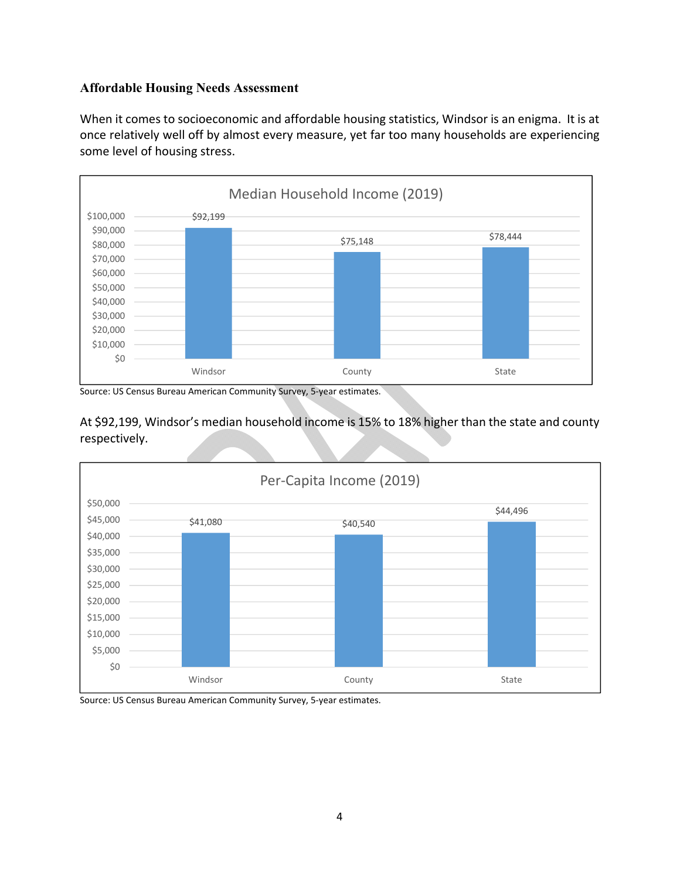**Affordable Housing Needs Assessment**

When it comes to socioeconomic and affordable housing statistics, Windsor is an enigma. It is at once relatively well off by almost every measure, yet far too many households are experiencing some level of housing stress.

**Median Household Income (2019)**

| | Windsor | County | State |
|---|---|---|---|
| Median Household Income | $92,199 | $75,148 | $78,444 |

Source: US Census Bureau American Community Survey, 5-year estimates.

At $92,199, Windsor's median household income is 15% to 18% higher than the state and county respectively.

**Per-Capita Income (2019)**

| | Windsor | County | State |
|---|---|---|---|
| Per-Capita Income | $41,080 | $40,540 | $44,496 |

Source: US Census Bureau American Community Survey, 5-year estimates.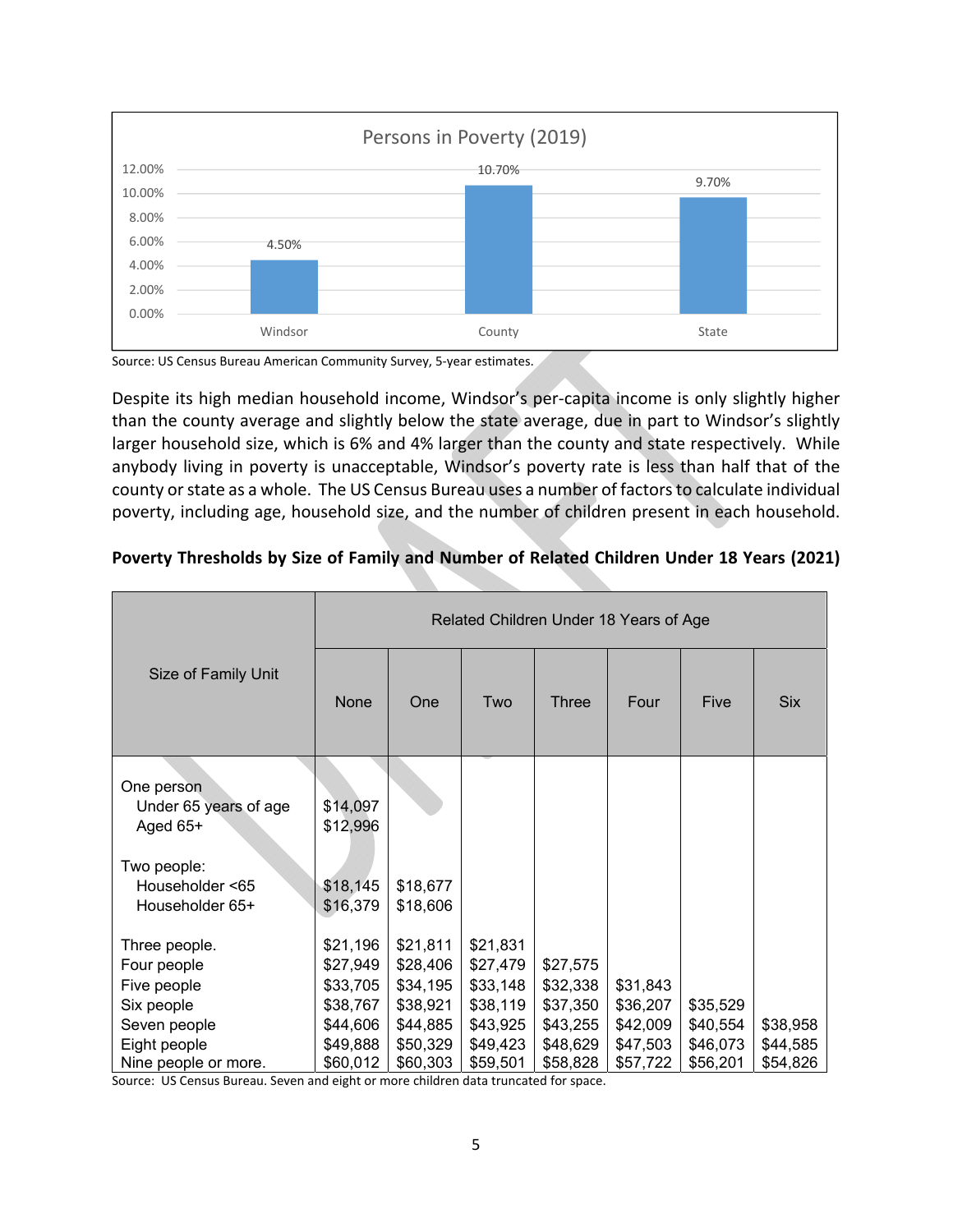**Persons in Poverty (2019)**

| | Windsor | County | State |
|---|---|---|---|
| Persons in Poverty | 4.50% | 10.70% | 9.70% |

Source: US Census Bureau American Community Survey, 5-year estimates.

Despite its high median household income, Windsor's per-capita income is only slightly higher than the county average and slightly below the state average, due in part to Windsor's slightly larger household size, which is 6% and 4% larger than the county and state respectively. While anybody living in poverty is unacceptable, Windsor's poverty rate is less than half that of the county or state as a whole. The US Census Bureau uses a number of factors to calculate individual poverty, including age, household size, and the number of children present in each household.

**Poverty Thresholds by Size of Family and Number of Related Children Under 18 Years (2021)**

| Size of Family Unit | Related Children Under 18 Years of Age | | | | | | |
|---|---|---|---|---|---|---|---|
| | None | One | Two | Three | Four | Five | Six |
| One person | | | | | | | |
| Under 65 years of age | $14,097 | | | | | | |
| Aged 65+ | $12,996 | | | | | | |
| Two people: | | | | | | | |
| Householder <65 | $18,145 | $18,677 | | | | | |
| Householder 65+ | $16,379 | $18,606 | | | | | |
| Three people. | $21,196 | $21,811 | $21,831 | | | | |
| Four people | $27,949 | $28,406 | $27,479 | $27,575 | | | |
| Five people | $33,705 | $34,195 | $33,148 | $32,338 | $31,843 | | |
| Six people | $38,767 | $38,921 | $38,119 | $37,350 | $36,207 | $35,529 | |
| Seven people | $44,606 | $44,885 | $43,925 | $43,255 | $42,009 | $40,554 | $38,958 |
| Eight people | $49,888 | $50,329 | $49,423 | $48,629 | $47,503 | $46,073 | $44,585 |
| Nine people or more. | $60,012 | $60,303 | $59,501 | $58,828 | $57,722 | $56,201 | $54,826 |

Source: US Census Bureau. Seven and eight or more children data truncated for space.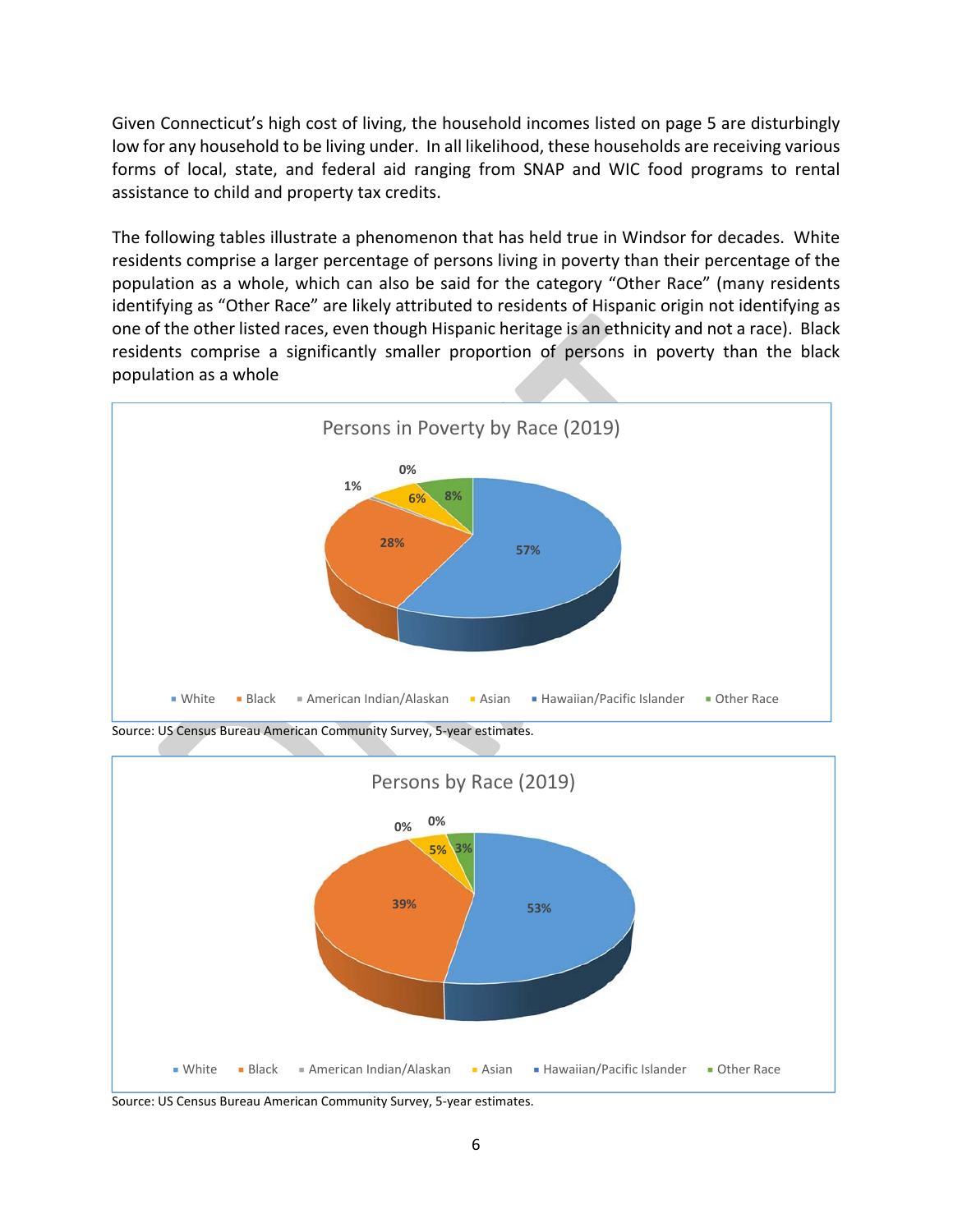Given Connecticut's high cost of living, the household incomes listed on page 5 are disturbingly low for any household to be living under. In all likelihood, these households are receiving various forms of local, state, and federal aid ranging from SNAP and WIC food programs to rental assistance to child and property tax credits.

The following tables illustrate a phenomenon that has held true in Windsor for decades. White residents comprise a larger percentage of persons living in poverty than their percentage of the population as a whole, which can also be said for the category "Other Race" (many residents identifying as "Other Race" are likely attributed to residents of Hispanic origin not identifying as one of the other listed races, even though Hispanic heritage is an ethnicity and not a race). Black residents comprise a significantly smaller proportion of persons in poverty than the black population as a whole

**Persons in Poverty by Race (2019)**

| Race | Percent |
|---|---|
| White | 57% |
| Black | 28% |
| American Indian/Alaskan | 1% |
| Asian | 6% |
| Hawaiian/Pacific Islander | 0% |
| Other Race | 8% |

Source: US Census Bureau American Community Survey, 5-year estimates.

**Persons by Race (2019)**

| Race | Percent |
|---|---|
| White | 53% |
| Black | 39% |
| American Indian/Alaskan | 0% |
| Asian | 5% |
| Hawaiian/Pacific Islander | 0% |
| Other Race | 3% |

Source: US Census Bureau American Community Survey, 5-year estimates.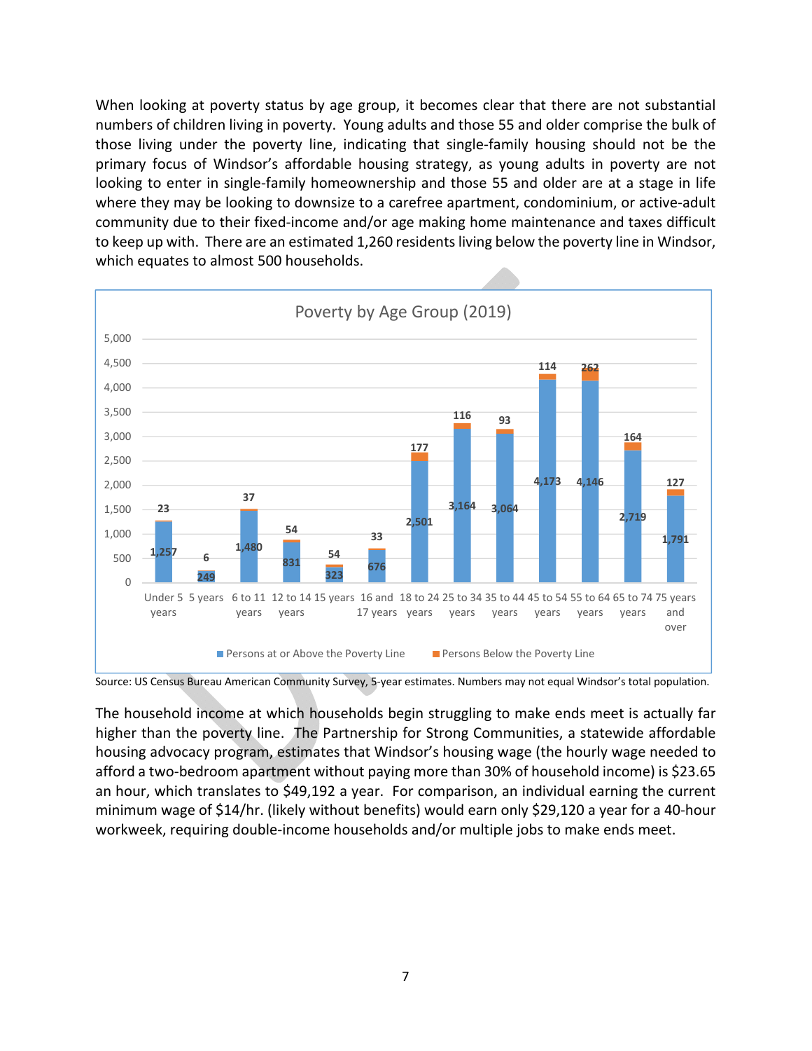When looking at poverty status by age group, it becomes clear that there are not substantial numbers of children living in poverty. Young adults and those 55 and older comprise the bulk of those living under the poverty line, indicating that single-family housing should not be the primary focus of Windsor's affordable housing strategy, as young adults in poverty are not looking to enter in single-family homeownership and those 55 and older are at a stage in life where they may be looking to downsize to a carefree apartment, condominium, or active-adult community due to their fixed-income and/or age making home maintenance and taxes difficult to keep up with. There are an estimated 1,260 residents living below the poverty line in Windsor, which equates to almost 500 households.

**Poverty by Age Group (2019)**

| Age Group | Persons at or Above the Poverty Line | Persons Below the Poverty Line |
|---|---|---|
| Under 5 years | 1,257 | 23 |
| 5 years | 249 | 6 |
| 6 to 11 years | 1,480 | 37 |
| 12 to 14 years | 831 | 54 |
| 15 years | 323 | 54 |
| 16 and 17 years | 676 | 33 |
| 18 to 24 years | 2,501 | 177 |
| 25 to 34 years | 3,164 | 116 |
| 35 to 44 years | 3,064 | 93 |
| 45 to 54 years | 4,173 | 114 |
| 55 to 64 years | 4,146 | 262 |
| 65 to 74 years | 2,719 | 164 |
| 75 years and over | 1,791 | 127 |

Source: US Census Bureau American Community Survey, 5-year estimates. Numbers may not equal Windsor's total population.

The household income at which households begin struggling to make ends meet is actually far higher than the poverty line. The Partnership for Strong Communities, a statewide affordable housing advocacy program, estimates that Windsor's housing wage (the hourly wage needed to afford a two-bedroom apartment without paying more than 30% of household income) is $23.65 an hour, which translates to $49,192 a year. For comparison, an individual earning the current minimum wage of $14/hr. (likely without benefits) would earn only $29,120 a year for a 40-hour workweek, requiring double-income households and/or multiple jobs to make ends meet.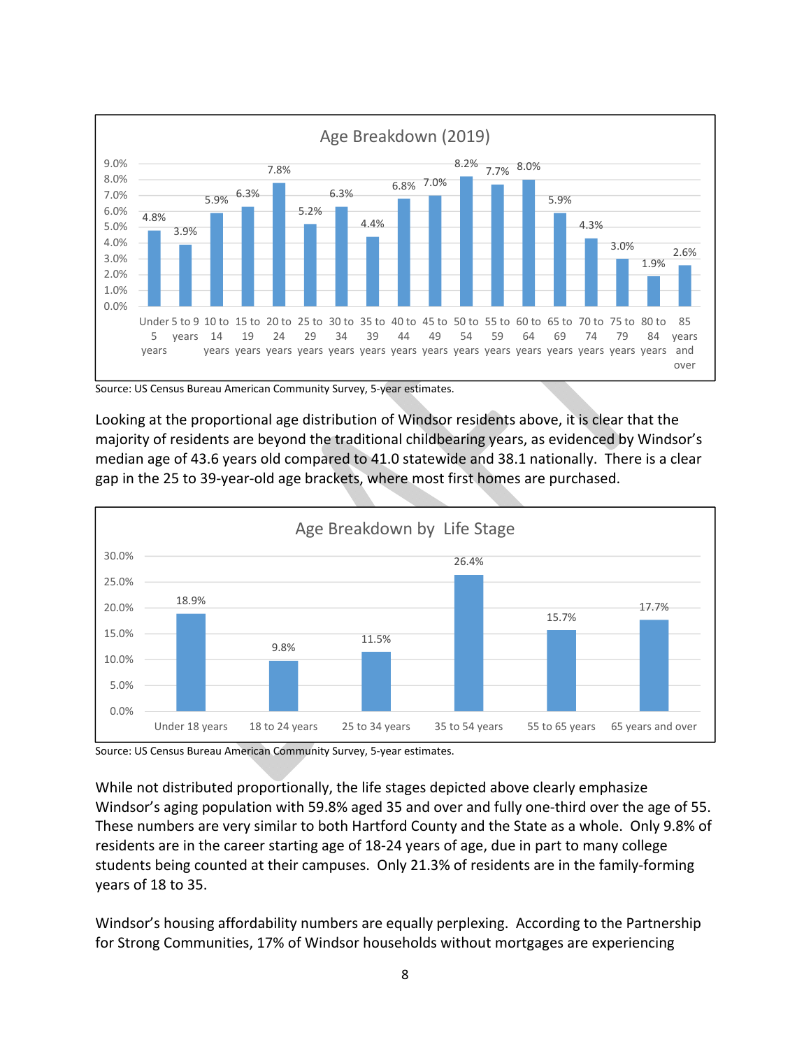**Age Breakdown (2019)**

| Age group | Percent |
|---|---|
| Under 5 years | 4.8% |
| 5 to 9 years | 3.9% |
| 10 to 14 years | 5.9% |
| 15 to 19 years | 6.3% |
| 20 to 24 years | 7.8% |
| 25 to 29 years | 5.2% |
| 30 to 34 years | 6.3% |
| 35 to 39 years | 4.4% |
| 40 to 44 years | 6.8% |
| 45 to 49 years | 7.0% |
| 50 to 54 years | 8.2% |
| 55 to 59 years | 7.7% |
| 60 to 64 years | 8.0% |
| 65 to 69 years | 5.9% |
| 70 to 74 years | 4.3% |
| 75 to 79 years | 3.0% |
| 80 to 84 years | 1.9% |
| 85 years and over | 2.6% |

Source: US Census Bureau American Community Survey, 5-year estimates.

Looking at the proportional age distribution of Windsor residents above, it is clear that the majority of residents are beyond the traditional childbearing years, as evidenced by Windsor's median age of 43.6 years old compared to 41.0 statewide and 38.1 nationally. There is a clear gap in the 25 to 39-year-old age brackets, where most first homes are purchased.

**Age Breakdown by Life Stage**

| Life stage | Percent |
|---|---|
| Under 18 years | 18.9% |
| 18 to 24 years | 9.8% |
| 25 to 34 years | 11.5% |
| 35 to 54 years | 26.4% |
| 55 to 65 years | 15.7% |
| 65 years and over | 17.7% |

Source: US Census Bureau American Community Survey, 5-year estimates.

While not distributed proportionally, the life stages depicted above clearly emphasize Windsor's aging population with 59.8% aged 35 and over and fully one-third over the age of 55. These numbers are very similar to both Hartford County and the State as a whole. Only 9.8% of residents are in the career starting age of 18-24 years of age, due in part to many college students being counted at their campuses. Only 21.3% of residents are in the family-forming years of 18 to 35.

Windsor's housing affordability numbers are equally perplexing. According to the Partnership for Strong Communities, 17% of Windsor households without mortgages are experiencing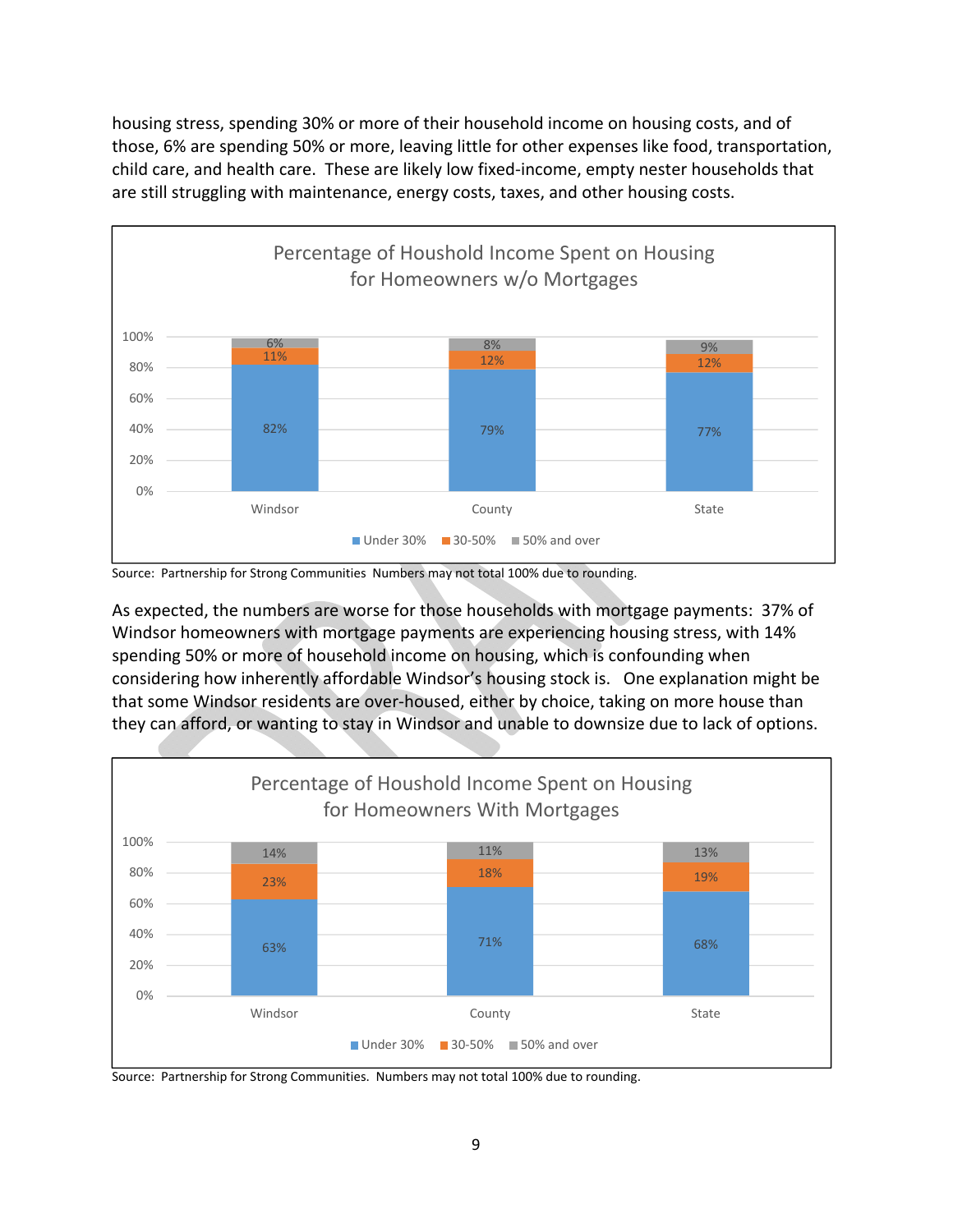housing stress, spending 30% or more of their household income on housing costs, and of those, 6% are spending 50% or more, leaving little for other expenses like food, transportation, child care, and health care. These are likely low fixed-income, empty nester households that are still struggling with maintenance, energy costs, taxes, and other housing costs.

**Percentage of Houshold Income Spent on Housing for Homeowners w/o Mortgages**

| | Under 30% | 30-50% | 50% and over |
|---|---|---|---|
| Windsor | 82% | 11% | 6% |
| County | 79% | 12% | 8% |
| State | 77% | 12% | 9% |

Source: Partnership for Strong Communities Numbers may not total 100% due to rounding.

As expected, the numbers are worse for those households with mortgage payments: 37% of Windsor homeowners with mortgage payments are experiencing housing stress, with 14% spending 50% or more of household income on housing, which is confounding when considering how inherently affordable Windsor's housing stock is. One explanation might be that some Windsor residents are over-housed, either by choice, taking on more house than they can afford, or wanting to stay in Windsor and unable to downsize due to lack of options.

**Percentage of Houshold Income Spent on Housing for Homeowners With Mortgages**

| | Under 30% | 30-50% | 50% and over |
|---|---|---|---|
| Windsor | 63% | 23% | 14% |
| County | 71% | 18% | 11% |
| State | 68% | 19% | 13% |

Source: Partnership for Strong Communities. Numbers may not total 100% due to rounding.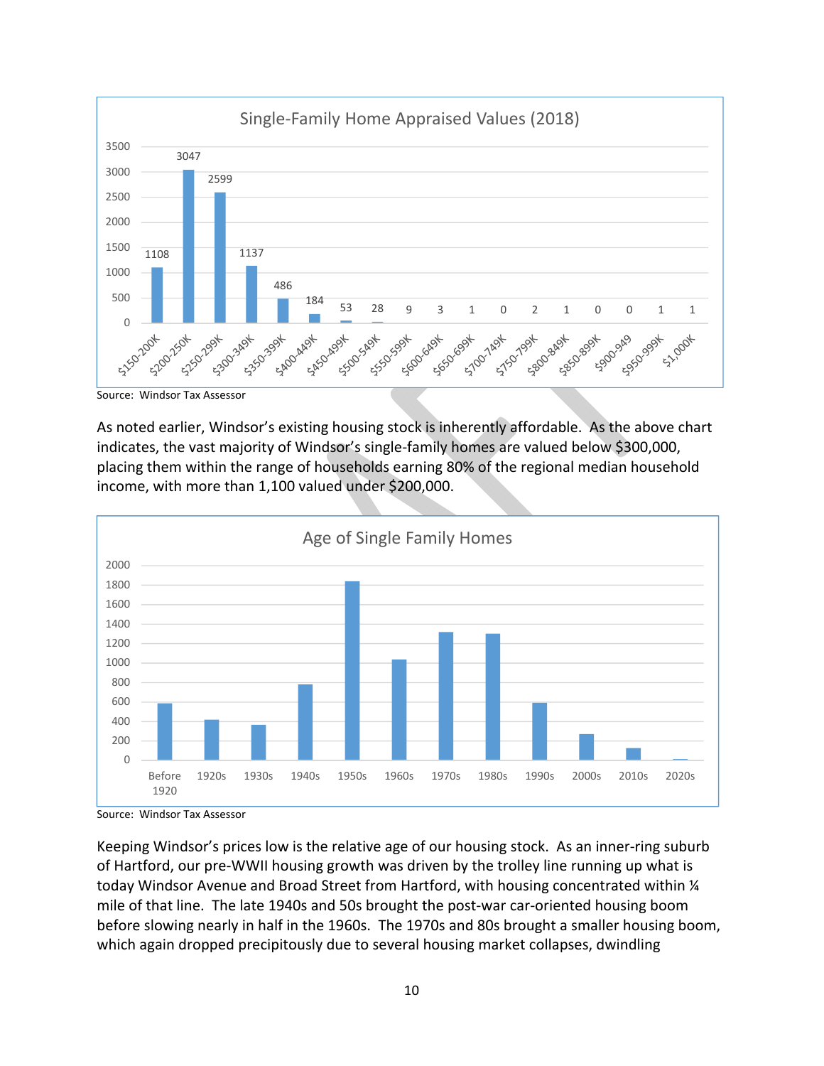Single-Family Home Appraised Values (2018)

| Value Range | Count |
|---|---|
| $150-200K | 1108 |
| $200-250K | 3047 |
| $250-299K | 2599 |
| $300-349K | 1137 |
| $350-399K | 486 |
| $400-449K | 184 |
| $450-499K | 53 |
| $500-549K | 28 |
| $550-599K | 9 |
| $600-649K | 3 |
| $650-699K | 1 |
| $700-749K | 0 |
| $750-799K | 2 |
| $800-849K | 1 |
| $850-899K | 0 |
| $900-949 | 0 |
| $950-999K | 1 |
| $1,000K | 1 |

Source: Windsor Tax Assessor

As noted earlier, Windsor's existing housing stock is inherently affordable. As the above chart indicates, the vast majority of Windsor's single-family homes are valued below $300,000, placing them within the range of households earning 80% of the regional median household income, with more than 1,100 valued under $200,000.

Age of Single Family Homes

Source: Windsor Tax Assessor

Keeping Windsor's prices low is the relative age of our housing stock. As an inner-ring suburb of Hartford, our pre-WWII housing growth was driven by the trolley line running up what is today Windsor Avenue and Broad Street from Hartford, with housing concentrated within ¼ mile of that line. The late 1940s and 50s brought the post-war car-oriented housing boom before slowing nearly in half in the 1960s. The 1970s and 80s brought a smaller housing boom, which again dropped precipitously due to several housing market collapses, dwindling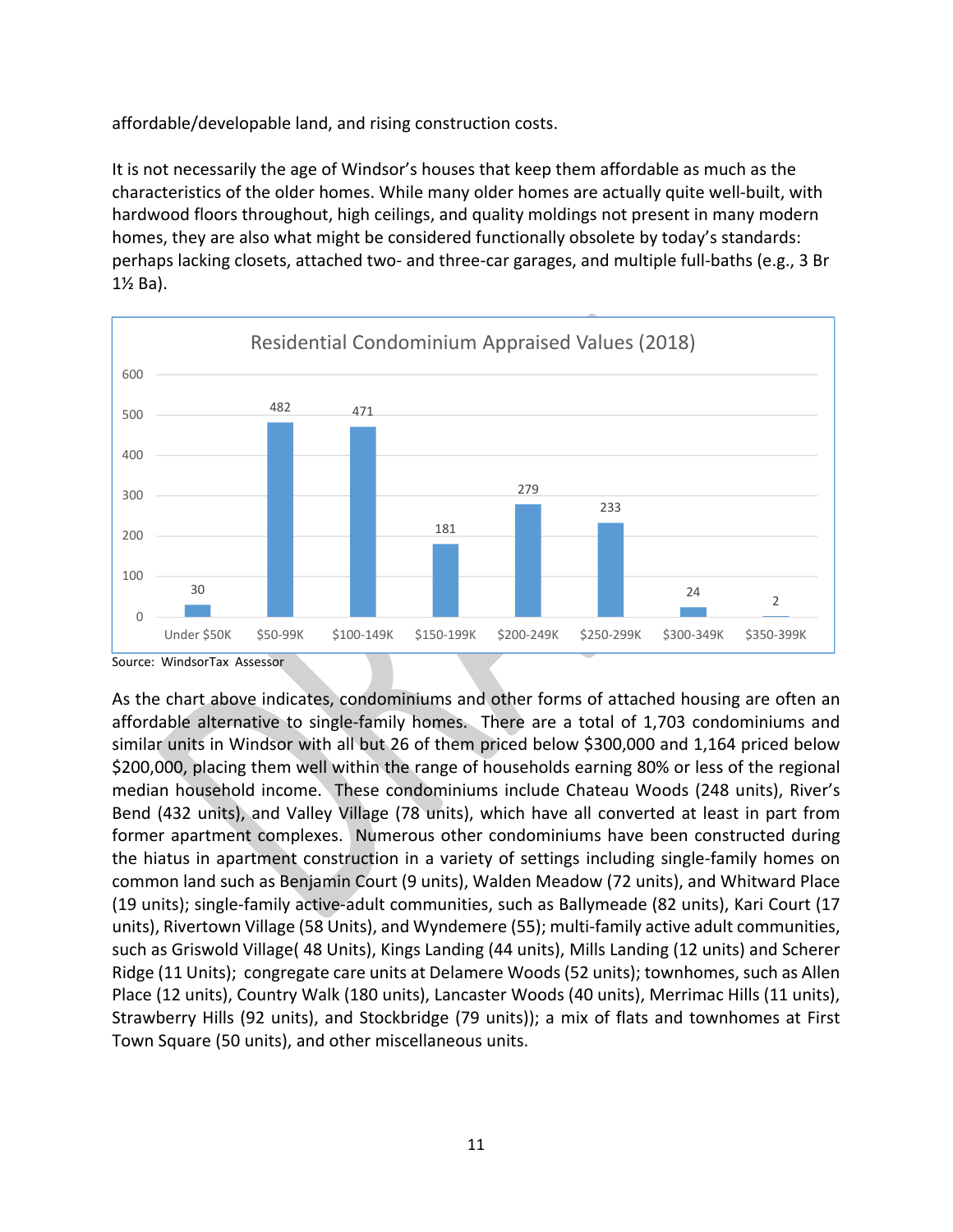affordable/developable land, and rising construction costs.

It is not necessarily the age of Windsor's houses that keep them affordable as much as the characteristics of the older homes. While many older homes are actually quite well-built, with hardwood floors throughout, high ceilings, and quality moldings not present in many modern homes, they are also what might be considered functionally obsolete by today's standards: perhaps lacking closets, attached two- and three-car garages, and multiple full-baths (e.g., 3 Br 1½ Ba).

**Residential Condominium Appraised Values (2018)**

| Value Range | Units |
|---|---|
| Under $50K | 30 |
| $50-99K | 482 |
| $100-149K | 471 |
| $150-199K | 181 |
| $200-249K | 279 |
| $250-299K | 233 |
| $300-349K | 24 |
| $350-399K | 2 |

Source: WindsorTax Assessor

As the chart above indicates, condominiums and other forms of attached housing are often an affordable alternative to single-family homes. There are a total of 1,703 condominiums and similar units in Windsor with all but 26 of them priced below $300,000 and 1,164 priced below $200,000, placing them well within the range of households earning 80% or less of the regional median household income. These condominiums include Chateau Woods (248 units), River's Bend (432 units), and Valley Village (78 units), which have all converted at least in part from former apartment complexes. Numerous other condominiums have been constructed during the hiatus in apartment construction in a variety of settings including single-family homes on common land such as Benjamin Court (9 units), Walden Meadow (72 units), and Whitward Place (19 units); single-family active-adult communities, such as Ballymeade (82 units), Kari Court (17 units), Rivertown Village (58 Units), and Wyndemere (55); multi-family active adult communities, such as Griswold Village( 48 Units), Kings Landing (44 units), Mills Landing (12 units) and Scherer Ridge (11 Units); congregate care units at Delamere Woods (52 units); townhomes, such as Allen Place (12 units), Country Walk (180 units), Lancaster Woods (40 units), Merrimac Hills (11 units), Strawberry Hills (92 units), and Stockbridge (79 units)); a mix of flats and townhomes at First Town Square (50 units), and other miscellaneous units.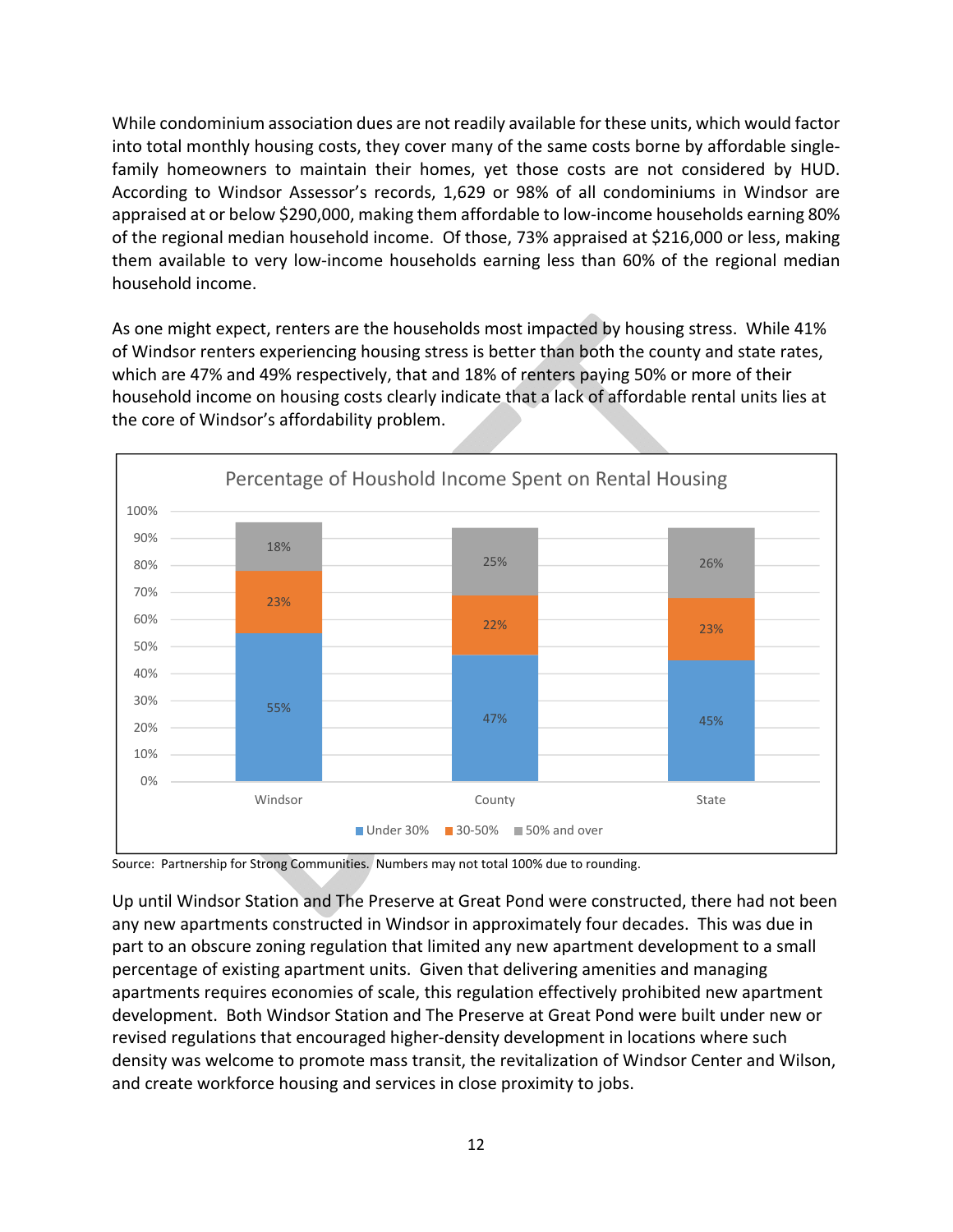While condominium association dues are not readily available for these units, which would factor into total monthly housing costs, they cover many of the same costs borne by affordable single-family homeowners to maintain their homes, yet those costs are not considered by HUD. According to Windsor Assessor's records, 1,629 or 98% of all condominiums in Windsor are appraised at or below $290,000, making them affordable to low-income households earning 80% of the regional median household income. Of those, 73% appraised at $216,000 or less, making them available to very low-income households earning less than 60% of the regional median household income.

As one might expect, renters are the households most impacted by housing stress. While 41% of Windsor renters experiencing housing stress is better than both the county and state rates, which are 47% and 49% respectively, that and 18% of renters paying 50% or more of their household income on housing costs clearly indicate that a lack of affordable rental units lies at the core of Windsor's affordability problem.

**Percentage of Houshold Income Spent on Rental Housing**

| | Under 30% | 30-50% | 50% and over |
|---|---|---|---|
| Windsor | 55% | 23% | 18% |
| County | 47% | 22% | 25% |
| State | 45% | 23% | 26% |

Source: Partnership for Strong Communities. Numbers may not total 100% due to rounding.

Up until Windsor Station and The Preserve at Great Pond were constructed, there had not been any new apartments constructed in Windsor in approximately four decades. This was due in part to an obscure zoning regulation that limited any new apartment development to a small percentage of existing apartment units. Given that delivering amenities and managing apartments requires economies of scale, this regulation effectively prohibited new apartment development. Both Windsor Station and The Preserve at Great Pond were built under new or revised regulations that encouraged higher-density development in locations where such density was welcome to promote mass transit, the revitalization of Windsor Center and Wilson, and create workforce housing and services in close proximity to jobs.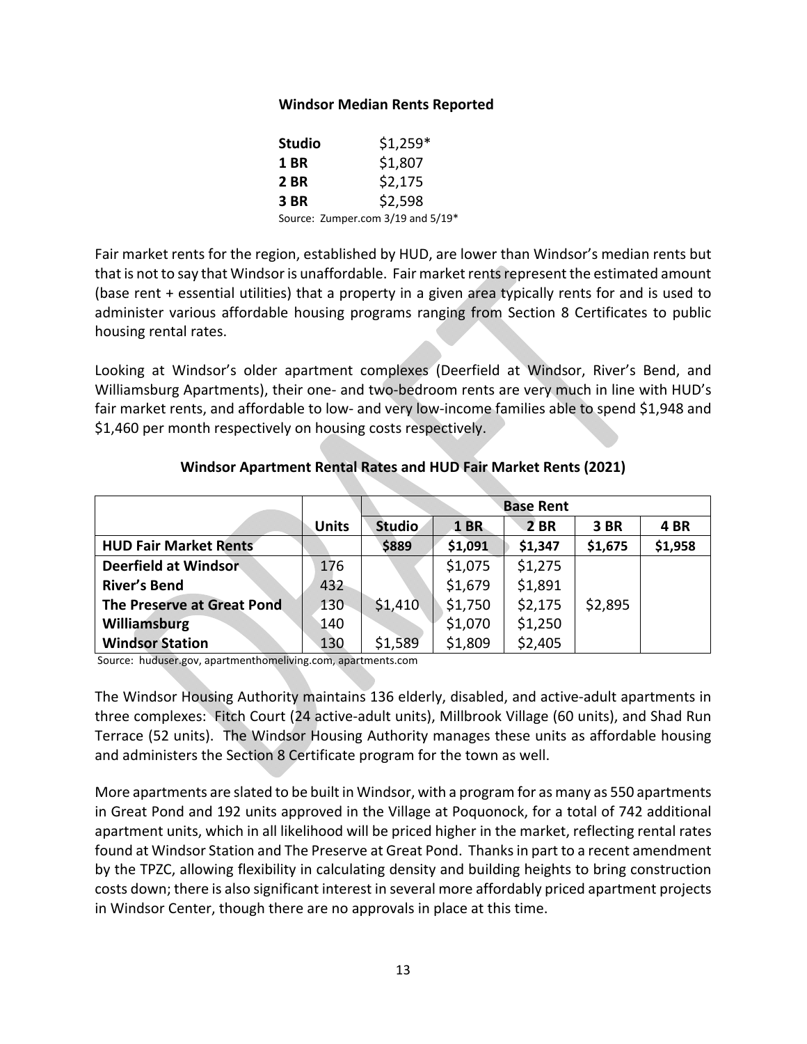**Windsor Median Rents Reported**

| | |
|---|---|
| **Studio** | $1,259* |
| **1 BR** | $1,807 |
| **2 BR** | $2,175 |
| **3 BR** | $2,598 |

Source: Zumper.com 3/19 and 5/19*

Fair market rents for the region, established by HUD, are lower than Windsor's median rents but that is not to say that Windsor is unaffordable. Fair market rents represent the estimated amount (base rent + essential utilities) that a property in a given area typically rents for and is used to administer various affordable housing programs ranging from Section 8 Certificates to public housing rental rates.

Looking at Windsor's older apartment complexes (Deerfield at Windsor, River's Bend, and Williamsburg Apartments), their one- and two-bedroom rents are very much in line with HUD's fair market rents, and affordable to low- and very low-income families able to spend $1,948 and $1,460 per month respectively on housing costs respectively.

**Windsor Apartment Rental Rates and HUD Fair Market Rents (2021)**

| | | **Base Rent** | | | | |
|---|---|---|---|---|---|---|
| | **Units** | **Studio** | **1 BR** | **2 BR** | **3 BR** | **4 BR** |
| **HUD Fair Market Rents** | | **$889** | **$1,091** | **$1,347** | **$1,675** | **$1,958** |
| **Deerfield at Windsor** | 176 | | $1,075 | $1,275 | | |
| **River's Bend** | 432 | | $1,679 | $1,891 | | |
| **The Preserve at Great Pond** | 130 | $1,410 | $1,750 | $2,175 | $2,895 | |
| **Williamsburg** | 140 | | $1,070 | $1,250 | | |
| **Windsor Station** | 130 | $1,589 | $1,809 | $2,405 | | |

Source: huduser.gov, apartmenthomeliving.com, apartments.com

The Windsor Housing Authority maintains 136 elderly, disabled, and active-adult apartments in three complexes: Fitch Court (24 active-adult units), Millbrook Village (60 units), and Shad Run Terrace (52 units). The Windsor Housing Authority manages these units as affordable housing and administers the Section 8 Certificate program for the town as well.

More apartments are slated to be built in Windsor, with a program for as many as 550 apartments in Great Pond and 192 units approved in the Village at Poquonock, for a total of 742 additional apartment units, which in all likelihood will be priced higher in the market, reflecting rental rates found at Windsor Station and The Preserve at Great Pond. Thanks in part to a recent amendment by the TPZC, allowing flexibility in calculating density and building heights to bring construction costs down; there is also significant interest in several more affordably priced apartment projects in Windsor Center, though there are no approvals in place at this time.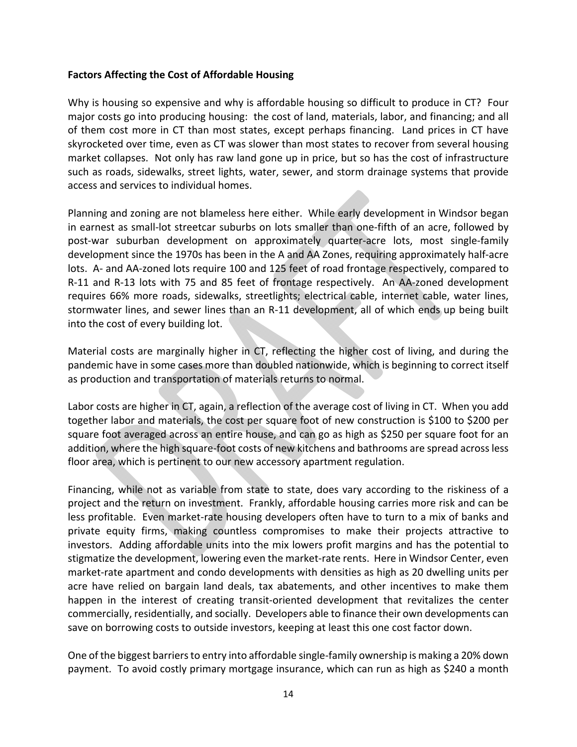**Factors Affecting the Cost of Affordable Housing**

Why is housing so expensive and why is affordable housing so difficult to produce in CT? Four major costs go into producing housing: the cost of land, materials, labor, and financing; and all of them cost more in CT than most states, except perhaps financing. Land prices in CT have skyrocketed over time, even as CT was slower than most states to recover from several housing market collapses. Not only has raw land gone up in price, but so has the cost of infrastructure such as roads, sidewalks, street lights, water, sewer, and storm drainage systems that provide access and services to individual homes.

Planning and zoning are not blameless here either. While early development in Windsor began in earnest as small-lot streetcar suburbs on lots smaller than one-fifth of an acre, followed by post-war suburban development on approximately quarter-acre lots, most single-family development since the 1970s has been in the A and AA Zones, requiring approximately half-acre lots. A- and AA-zoned lots require 100 and 125 feet of road frontage respectively, compared to R-11 and R-13 lots with 75 and 85 feet of frontage respectively. An AA-zoned development requires 66% more roads, sidewalks, streetlights; electrical cable, internet cable, water lines, stormwater lines, and sewer lines than an R-11 development, all of which ends up being built into the cost of every building lot.

Material costs are marginally higher in CT, reflecting the higher cost of living, and during the pandemic have in some cases more than doubled nationwide, which is beginning to correct itself as production and transportation of materials returns to normal.

Labor costs are higher in CT, again, a reflection of the average cost of living in CT. When you add together labor and materials, the cost per square foot of new construction is $100 to $200 per square foot averaged across an entire house, and can go as high as $250 per square foot for an addition, where the high square-foot costs of new kitchens and bathrooms are spread across less floor area, which is pertinent to our new accessory apartment regulation.

Financing, while not as variable from state to state, does vary according to the riskiness of a project and the return on investment. Frankly, affordable housing carries more risk and can be less profitable. Even market-rate housing developers often have to turn to a mix of banks and private equity firms, making countless compromises to make their projects attractive to investors. Adding affordable units into the mix lowers profit margins and has the potential to stigmatize the development, lowering even the market-rate rents. Here in Windsor Center, even market-rate apartment and condo developments with densities as high as 20 dwelling units per acre have relied on bargain land deals, tax abatements, and other incentives to make them happen in the interest of creating transit-oriented development that revitalizes the center commercially, residentially, and socially. Developers able to finance their own developments can save on borrowing costs to outside investors, keeping at least this one cost factor down.

One of the biggest barriers to entry into affordable single-family ownership is making a 20% down payment. To avoid costly primary mortgage insurance, which can run as high as $240 a month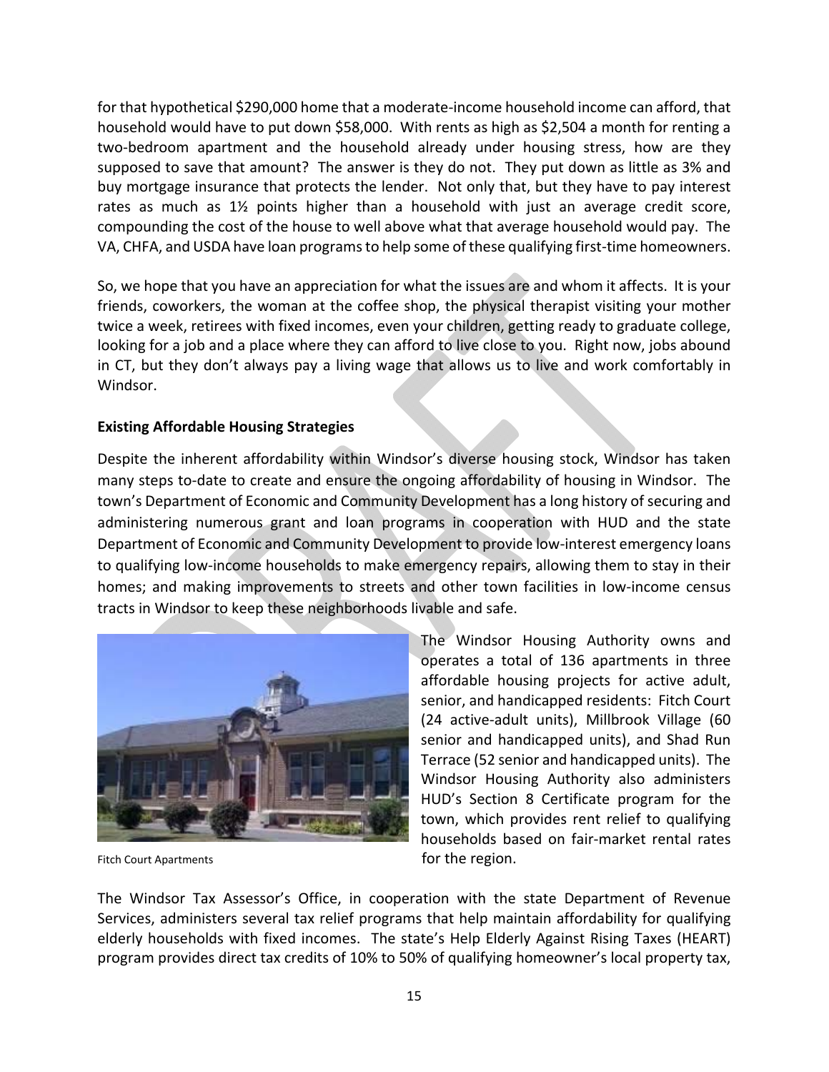for that hypothetical $290,000 home that a moderate-income household income can afford, that household would have to put down $58,000. With rents as high as $2,504 a month for renting a two-bedroom apartment and the household already under housing stress, how are they supposed to save that amount? The answer is they do not. They put down as little as 3% and buy mortgage insurance that protects the lender. Not only that, but they have to pay interest rates as much as 1½ points higher than a household with just an average credit score, compounding the cost of the house to well above what that average household would pay. The VA, CHFA, and USDA have loan programs to help some of these qualifying first-time homeowners.

So, we hope that you have an appreciation for what the issues are and whom it affects. It is your friends, coworkers, the woman at the coffee shop, the physical therapist visiting your mother twice a week, retirees with fixed incomes, even your children, getting ready to graduate college, looking for a job and a place where they can afford to live close to you. Right now, jobs abound in CT, but they don't always pay a living wage that allows us to live and work comfortably in Windsor.

**Existing Affordable Housing Strategies**

Despite the inherent affordability within Windsor's diverse housing stock, Windsor has taken many steps to-date to create and ensure the ongoing affordability of housing in Windsor. The town's Department of Economic and Community Development has a long history of securing and administering numerous grant and loan programs in cooperation with HUD and the state Department of Economic and Community Development to provide low-interest emergency loans to qualifying low-income households to make emergency repairs, allowing them to stay in their homes; and making improvements to streets and other town facilities in low-income census tracts in Windsor to keep these neighborhoods livable and safe.

Fitch Court Apartments

The Windsor Housing Authority owns and operates a total of 136 apartments in three affordable housing projects for active adult, senior, and handicapped residents: Fitch Court (24 active-adult units), Millbrook Village (60 senior and handicapped units), and Shad Run Terrace (52 senior and handicapped units). The Windsor Housing Authority also administers HUD's Section 8 Certificate program for the town, which provides rent relief to qualifying households based on fair-market rental rates for the region.

The Windsor Tax Assessor's Office, in cooperation with the state Department of Revenue Services, administers several tax relief programs that help maintain affordability for qualifying elderly households with fixed incomes. The state's Help Elderly Against Rising Taxes (HEART) program provides direct tax credits of 10% to 50% of qualifying homeowner's local property tax,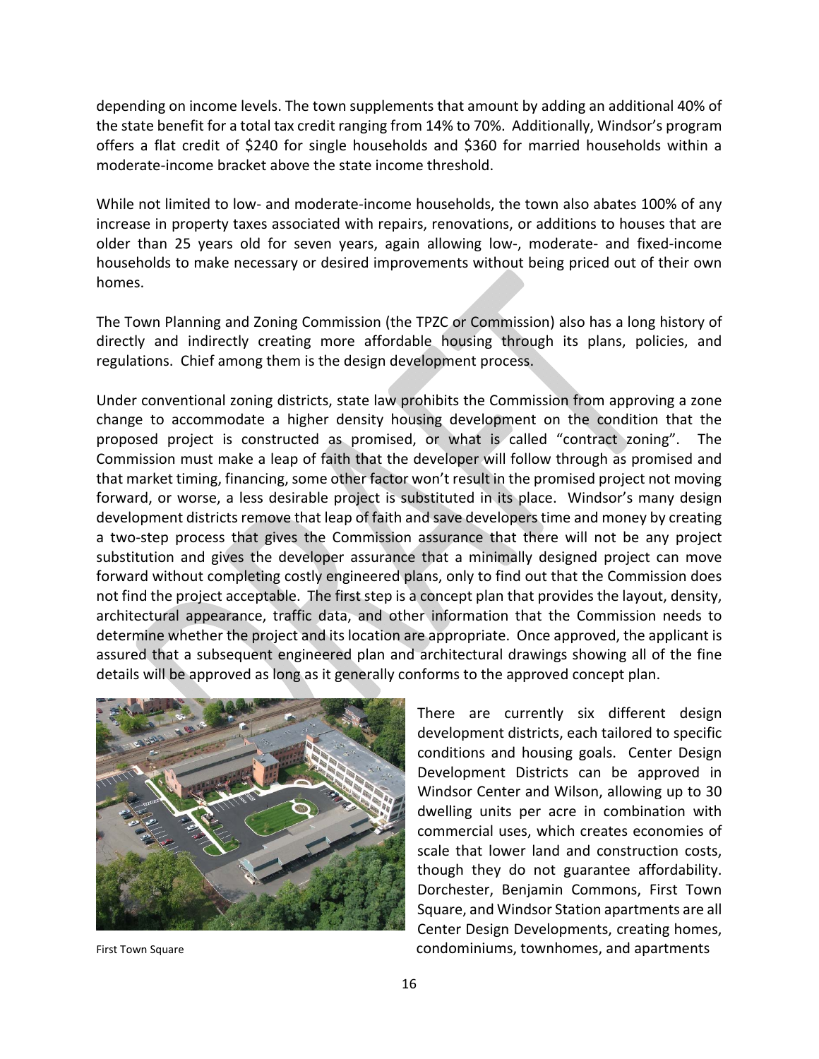depending on income levels. The town supplements that amount by adding an additional 40% of the state benefit for a total tax credit ranging from 14% to 70%. Additionally, Windsor's program offers a flat credit of $240 for single households and $360 for married households within a moderate-income bracket above the state income threshold.

While not limited to low- and moderate-income households, the town also abates 100% of any increase in property taxes associated with repairs, renovations, or additions to houses that are older than 25 years old for seven years, again allowing low-, moderate- and fixed-income households to make necessary or desired improvements without being priced out of their own homes.

The Town Planning and Zoning Commission (the TPZC or Commission) also has a long history of directly and indirectly creating more affordable housing through its plans, policies, and regulations. Chief among them is the design development process.

Under conventional zoning districts, state law prohibits the Commission from approving a zone change to accommodate a higher density housing development on the condition that the proposed project is constructed as promised, or what is called "contract zoning". The Commission must make a leap of faith that the developer will follow through as promised and that market timing, financing, some other factor won't result in the promised project not moving forward, or worse, a less desirable project is substituted in its place. Windsor's many design development districts remove that leap of faith and save developers time and money by creating a two-step process that gives the Commission assurance that there will not be any project substitution and gives the developer assurance that a minimally designed project can move forward without completing costly engineered plans, only to find out that the Commission does not find the project acceptable. The first step is a concept plan that provides the layout, density, architectural appearance, traffic data, and other information that the Commission needs to determine whether the project and its location are appropriate. Once approved, the applicant is assured that a subsequent engineered plan and architectural drawings showing all of the fine details will be approved as long as it generally conforms to the approved concept plan.

First Town Square

There are currently six different design development districts, each tailored to specific conditions and housing goals. Center Design Development Districts can be approved in Windsor Center and Wilson, allowing up to 30 dwelling units per acre in combination with commercial uses, which creates economies of scale that lower land and construction costs, though they do not guarantee affordability. Dorchester, Benjamin Commons, First Town Square, and Windsor Station apartments are all Center Design Developments, creating homes, condominiums, townhomes, and apartments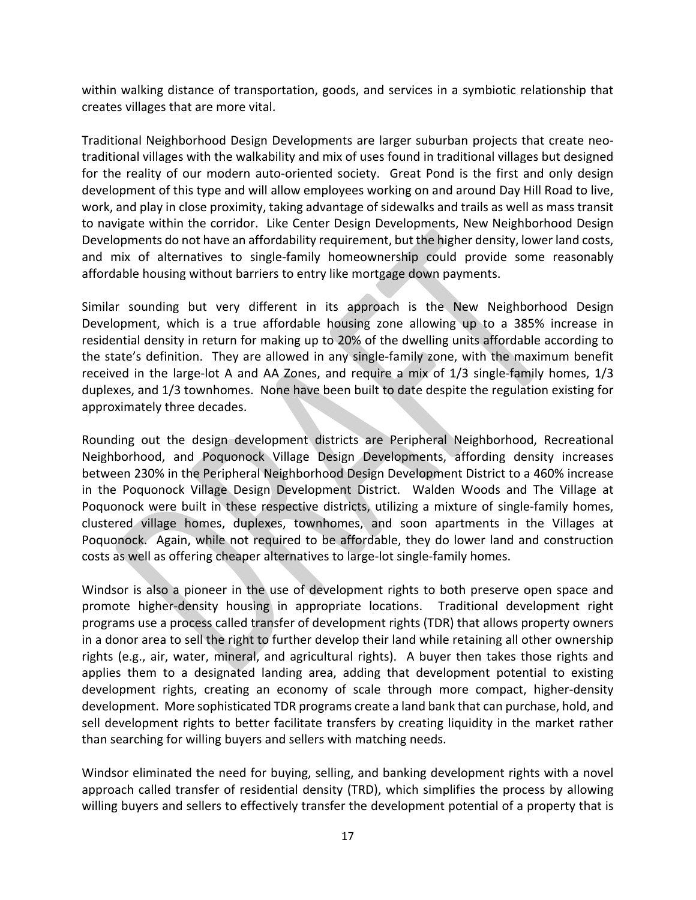within walking distance of transportation, goods, and services in a symbiotic relationship that creates villages that are more vital.

Traditional Neighborhood Design Developments are larger suburban projects that create neo-traditional villages with the walkability and mix of uses found in traditional villages but designed for the reality of our modern auto-oriented society. Great Pond is the first and only design development of this type and will allow employees working on and around Day Hill Road to live, work, and play in close proximity, taking advantage of sidewalks and trails as well as mass transit to navigate within the corridor. Like Center Design Developments, New Neighborhood Design Developments do not have an affordability requirement, but the higher density, lower land costs, and mix of alternatives to single-family homeownership could provide some reasonably affordable housing without barriers to entry like mortgage down payments.

Similar sounding but very different in its approach is the New Neighborhood Design Development, which is a true affordable housing zone allowing up to a 385% increase in residential density in return for making up to 20% of the dwelling units affordable according to the state's definition. They are allowed in any single-family zone, with the maximum benefit received in the large-lot A and AA Zones, and require a mix of 1/3 single-family homes, 1/3 duplexes, and 1/3 townhomes. None have been built to date despite the regulation existing for approximately three decades.

Rounding out the design development districts are Peripheral Neighborhood, Recreational Neighborhood, and Poquonock Village Design Developments, affording density increases between 230% in the Peripheral Neighborhood Design Development District to a 460% increase in the Poquonock Village Design Development District. Walden Woods and The Village at Poquonock were built in these respective districts, utilizing a mixture of single-family homes, clustered village homes, duplexes, townhomes, and soon apartments in the Villages at Poquonock. Again, while not required to be affordable, they do lower land and construction costs as well as offering cheaper alternatives to large-lot single-family homes.

Windsor is also a pioneer in the use of development rights to both preserve open space and promote higher-density housing in appropriate locations. Traditional development right programs use a process called transfer of development rights (TDR) that allows property owners in a donor area to sell the right to further develop their land while retaining all other ownership rights (e.g., air, water, mineral, and agricultural rights). A buyer then takes those rights and applies them to a designated landing area, adding that development potential to existing development rights, creating an economy of scale through more compact, higher-density development. More sophisticated TDR programs create a land bank that can purchase, hold, and sell development rights to better facilitate transfers by creating liquidity in the market rather than searching for willing buyers and sellers with matching needs.

Windsor eliminated the need for buying, selling, and banking development rights with a novel approach called transfer of residential density (TRD), which simplifies the process by allowing willing buyers and sellers to effectively transfer the development potential of a property that is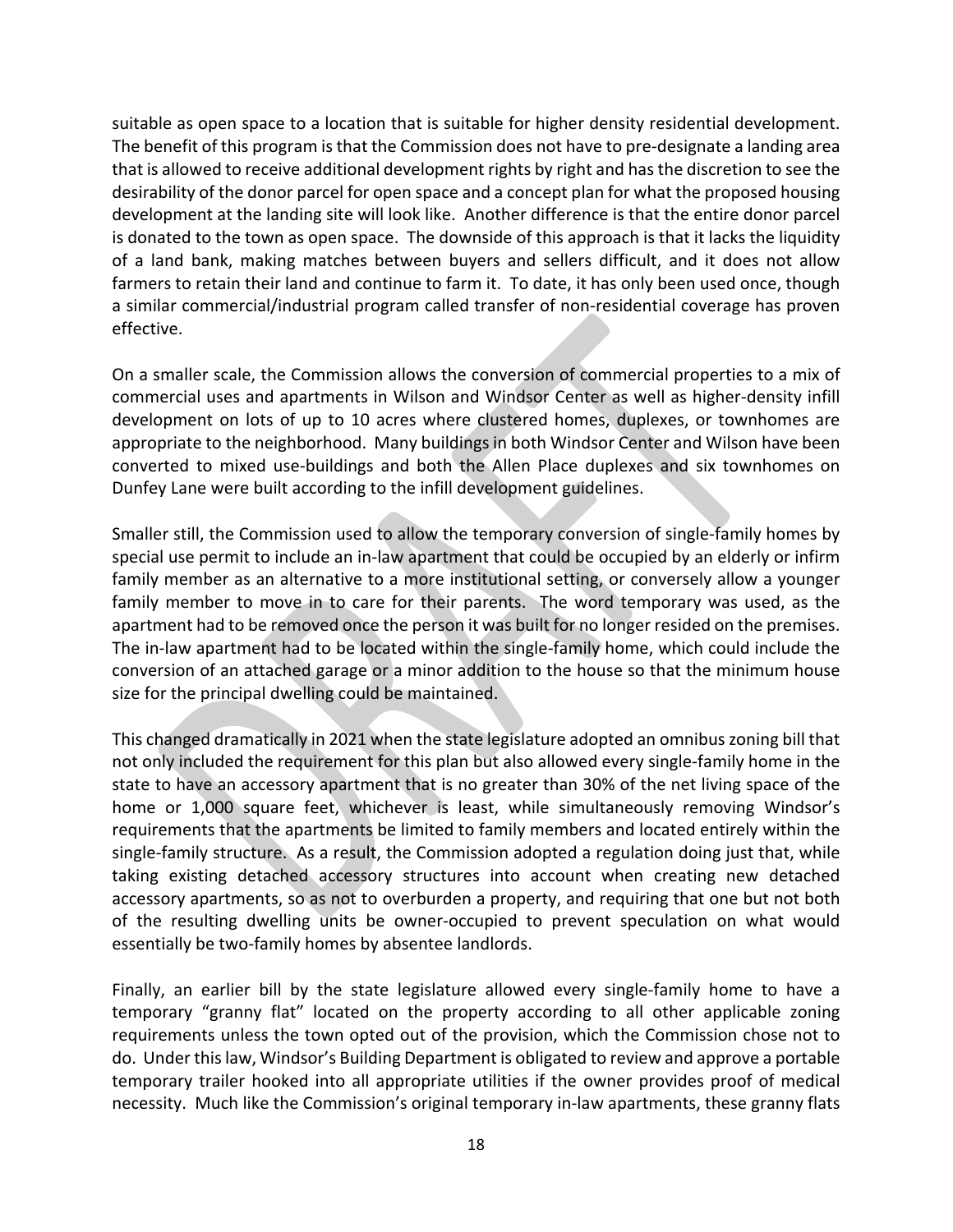suitable as open space to a location that is suitable for higher density residential development. The benefit of this program is that the Commission does not have to pre-designate a landing area that is allowed to receive additional development rights by right and has the discretion to see the desirability of the donor parcel for open space and a concept plan for what the proposed housing development at the landing site will look like. Another difference is that the entire donor parcel is donated to the town as open space. The downside of this approach is that it lacks the liquidity of a land bank, making matches between buyers and sellers difficult, and it does not allow farmers to retain their land and continue to farm it. To date, it has only been used once, though a similar commercial/industrial program called transfer of non-residential coverage has proven effective.

On a smaller scale, the Commission allows the conversion of commercial properties to a mix of commercial uses and apartments in Wilson and Windsor Center as well as higher-density infill development on lots of up to 10 acres where clustered homes, duplexes, or townhomes are appropriate to the neighborhood. Many buildings in both Windsor Center and Wilson have been converted to mixed use-buildings and both the Allen Place duplexes and six townhomes on Dunfey Lane were built according to the infill development guidelines.

Smaller still, the Commission used to allow the temporary conversion of single-family homes by special use permit to include an in-law apartment that could be occupied by an elderly or infirm family member as an alternative to a more institutional setting, or conversely allow a younger family member to move in to care for their parents. The word temporary was used, as the apartment had to be removed once the person it was built for no longer resided on the premises. The in-law apartment had to be located within the single-family home, which could include the conversion of an attached garage or a minor addition to the house so that the minimum house size for the principal dwelling could be maintained.

This changed dramatically in 2021 when the state legislature adopted an omnibus zoning bill that not only included the requirement for this plan but also allowed every single-family home in the state to have an accessory apartment that is no greater than 30% of the net living space of the home or 1,000 square feet, whichever is least, while simultaneously removing Windsor's requirements that the apartments be limited to family members and located entirely within the single-family structure. As a result, the Commission adopted a regulation doing just that, while taking existing detached accessory structures into account when creating new detached accessory apartments, so as not to overburden a property, and requiring that one but not both of the resulting dwelling units be owner-occupied to prevent speculation on what would essentially be two-family homes by absentee landlords.

Finally, an earlier bill by the state legislature allowed every single-family home to have a temporary "granny flat" located on the property according to all other applicable zoning requirements unless the town opted out of the provision, which the Commission chose not to do. Under this law, Windsor's Building Department is obligated to review and approve a portable temporary trailer hooked into all appropriate utilities if the owner provides proof of medical necessity. Much like the Commission's original temporary in-law apartments, these granny flats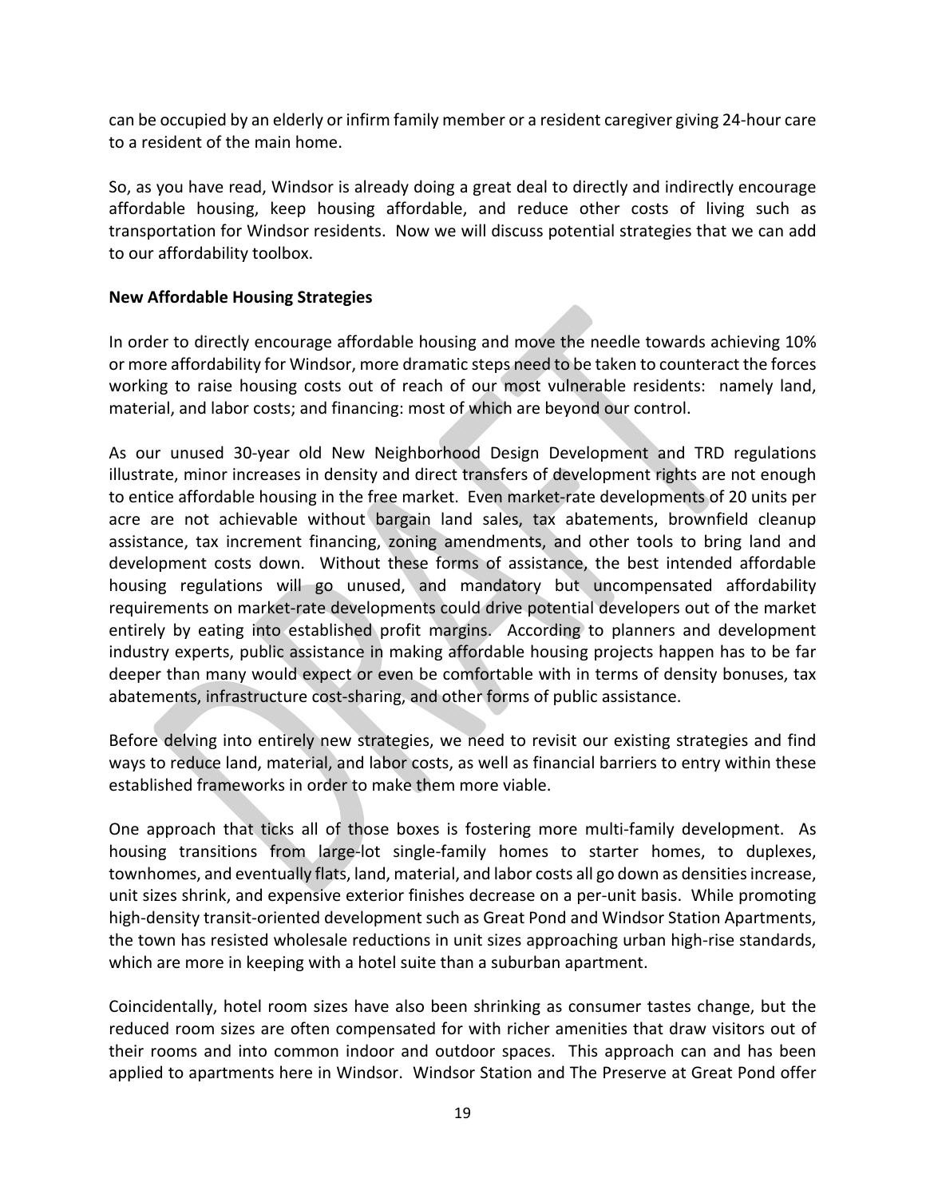can be occupied by an elderly or infirm family member or a resident caregiver giving 24-hour care to a resident of the main home.

So, as you have read, Windsor is already doing a great deal to directly and indirectly encourage affordable housing, keep housing affordable, and reduce other costs of living such as transportation for Windsor residents. Now we will discuss potential strategies that we can add to our affordability toolbox.

**New Affordable Housing Strategies**

In order to directly encourage affordable housing and move the needle towards achieving 10% or more affordability for Windsor, more dramatic steps need to be taken to counteract the forces working to raise housing costs out of reach of our most vulnerable residents: namely land, material, and labor costs; and financing: most of which are beyond our control.

As our unused 30-year old New Neighborhood Design Development and TRD regulations illustrate, minor increases in density and direct transfers of development rights are not enough to entice affordable housing in the free market. Even market-rate developments of 20 units per acre are not achievable without bargain land sales, tax abatements, brownfield cleanup assistance, tax increment financing, zoning amendments, and other tools to bring land and development costs down. Without these forms of assistance, the best intended affordable housing regulations will go unused, and mandatory but uncompensated affordability requirements on market-rate developments could drive potential developers out of the market entirely by eating into established profit margins. According to planners and development industry experts, public assistance in making affordable housing projects happen has to be far deeper than many would expect or even be comfortable with in terms of density bonuses, tax abatements, infrastructure cost-sharing, and other forms of public assistance.

Before delving into entirely new strategies, we need to revisit our existing strategies and find ways to reduce land, material, and labor costs, as well as financial barriers to entry within these established frameworks in order to make them more viable.

One approach that ticks all of those boxes is fostering more multi-family development. As housing transitions from large-lot single-family homes to starter homes, to duplexes, townhomes, and eventually flats, land, material, and labor costs all go down as densities increase, unit sizes shrink, and expensive exterior finishes decrease on a per-unit basis. While promoting high-density transit-oriented development such as Great Pond and Windsor Station Apartments, the town has resisted wholesale reductions in unit sizes approaching urban high-rise standards, which are more in keeping with a hotel suite than a suburban apartment.

Coincidentally, hotel room sizes have also been shrinking as consumer tastes change, but the reduced room sizes are often compensated for with richer amenities that draw visitors out of their rooms and into common indoor and outdoor spaces. This approach can and has been applied to apartments here in Windsor. Windsor Station and The Preserve at Great Pond offer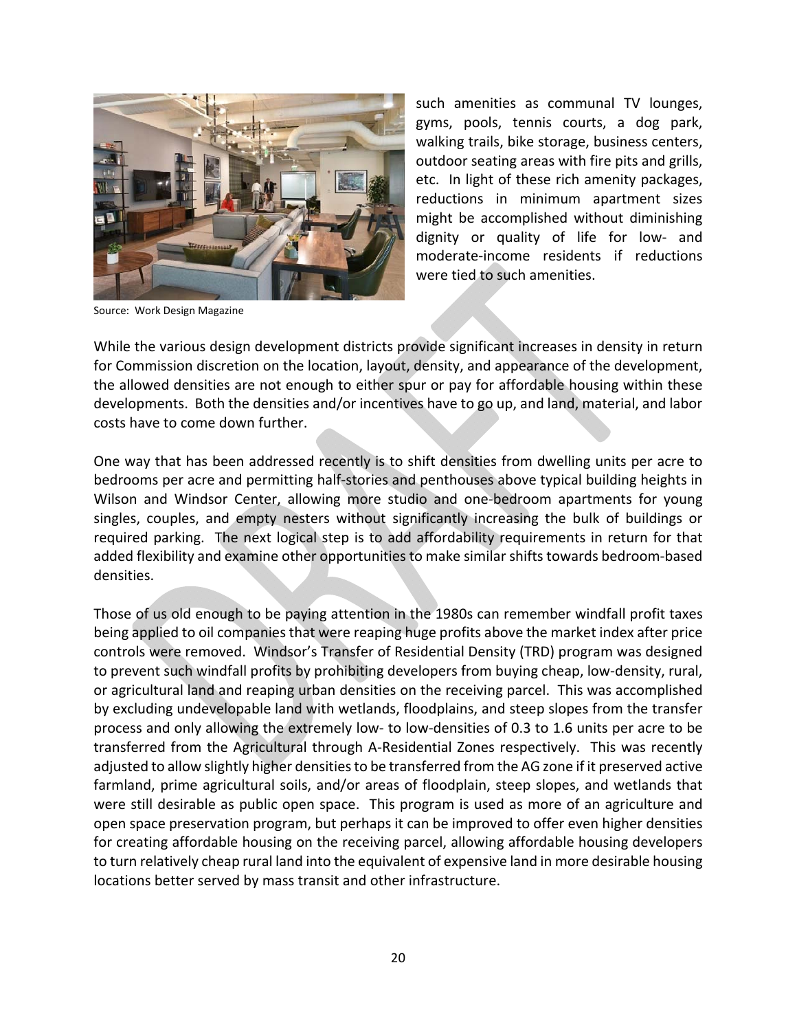such amenities as communal TV lounges, gyms, pools, tennis courts, a dog park, walking trails, bike storage, business centers, outdoor seating areas with fire pits and grills, etc. In light of these rich amenity packages, reductions in minimum apartment sizes might be accomplished without diminishing dignity or quality of life for low- and moderate-income residents if reductions were tied to such amenities.

Source: Work Design Magazine

While the various design development districts provide significant increases in density in return for Commission discretion on the location, layout, density, and appearance of the development, the allowed densities are not enough to either spur or pay for affordable housing within these developments. Both the densities and/or incentives have to go up, and land, material, and labor costs have to come down further.

One way that has been addressed recently is to shift densities from dwelling units per acre to bedrooms per acre and permitting half-stories and penthouses above typical building heights in Wilson and Windsor Center, allowing more studio and one-bedroom apartments for young singles, couples, and empty nesters without significantly increasing the bulk of buildings or required parking. The next logical step is to add affordability requirements in return for that added flexibility and examine other opportunities to make similar shifts towards bedroom-based densities.

Those of us old enough to be paying attention in the 1980s can remember windfall profit taxes being applied to oil companies that were reaping huge profits above the market index after price controls were removed. Windsor's Transfer of Residential Density (TRD) program was designed to prevent such windfall profits by prohibiting developers from buying cheap, low-density, rural, or agricultural land and reaping urban densities on the receiving parcel. This was accomplished by excluding undevelopable land with wetlands, floodplains, and steep slopes from the transfer process and only allowing the extremely low- to low-densities of 0.3 to 1.6 units per acre to be transferred from the Agricultural through A-Residential Zones respectively. This was recently adjusted to allow slightly higher densities to be transferred from the AG zone if it preserved active farmland, prime agricultural soils, and/or areas of floodplain, steep slopes, and wetlands that were still desirable as public open space. This program is used as more of an agriculture and open space preservation program, but perhaps it can be improved to offer even higher densities for creating affordable housing on the receiving parcel, allowing affordable housing developers to turn relatively cheap rural land into the equivalent of expensive land in more desirable housing locations better served by mass transit and other infrastructure.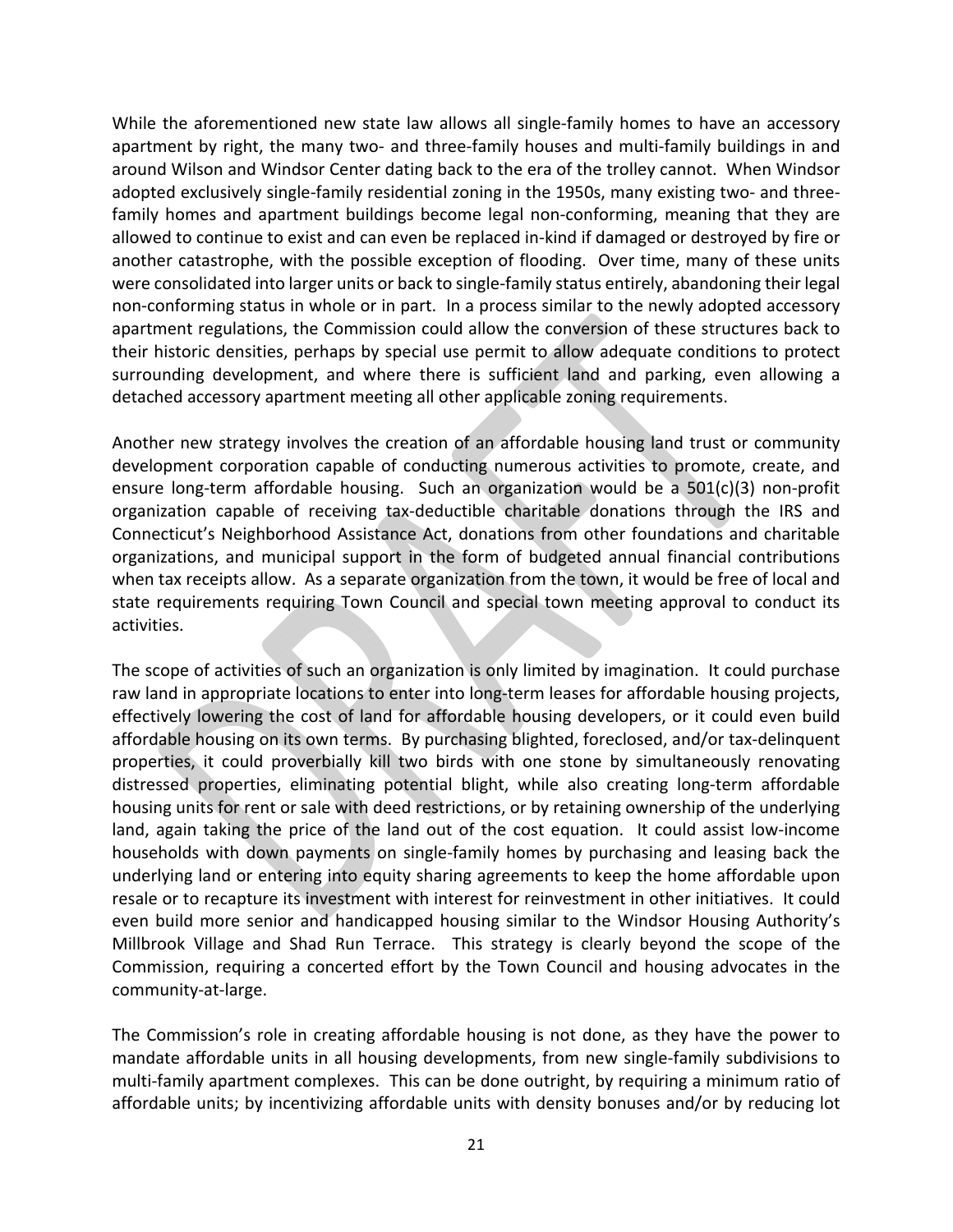While the aforementioned new state law allows all single-family homes to have an accessory apartment by right, the many two- and three-family houses and multi-family buildings in and around Wilson and Windsor Center dating back to the era of the trolley cannot. When Windsor adopted exclusively single-family residential zoning in the 1950s, many existing two- and three-family homes and apartment buildings become legal non-conforming, meaning that they are allowed to continue to exist and can even be replaced in-kind if damaged or destroyed by fire or another catastrophe, with the possible exception of flooding. Over time, many of these units were consolidated into larger units or back to single-family status entirely, abandoning their legal non-conforming status in whole or in part. In a process similar to the newly adopted accessory apartment regulations, the Commission could allow the conversion of these structures back to their historic densities, perhaps by special use permit to allow adequate conditions to protect surrounding development, and where there is sufficient land and parking, even allowing a detached accessory apartment meeting all other applicable zoning requirements.

Another new strategy involves the creation of an affordable housing land trust or community development corporation capable of conducting numerous activities to promote, create, and ensure long-term affordable housing. Such an organization would be a 501(c)(3) non-profit organization capable of receiving tax-deductible charitable donations through the IRS and Connecticut's Neighborhood Assistance Act, donations from other foundations and charitable organizations, and municipal support in the form of budgeted annual financial contributions when tax receipts allow. As a separate organization from the town, it would be free of local and state requirements requiring Town Council and special town meeting approval to conduct its activities.

The scope of activities of such an organization is only limited by imagination. It could purchase raw land in appropriate locations to enter into long-term leases for affordable housing projects, effectively lowering the cost of land for affordable housing developers, or it could even build affordable housing on its own terms. By purchasing blighted, foreclosed, and/or tax-delinquent properties, it could proverbially kill two birds with one stone by simultaneously renovating distressed properties, eliminating potential blight, while also creating long-term affordable housing units for rent or sale with deed restrictions, or by retaining ownership of the underlying land, again taking the price of the land out of the cost equation. It could assist low-income households with down payments on single-family homes by purchasing and leasing back the underlying land or entering into equity sharing agreements to keep the home affordable upon resale or to recapture its investment with interest for reinvestment in other initiatives. It could even build more senior and handicapped housing similar to the Windsor Housing Authority's Millbrook Village and Shad Run Terrace. This strategy is clearly beyond the scope of the Commission, requiring a concerted effort by the Town Council and housing advocates in the community-at-large.

The Commission's role in creating affordable housing is not done, as they have the power to mandate affordable units in all housing developments, from new single-family subdivisions to multi-family apartment complexes. This can be done outright, by requiring a minimum ratio of affordable units; by incentivizing affordable units with density bonuses and/or by reducing lot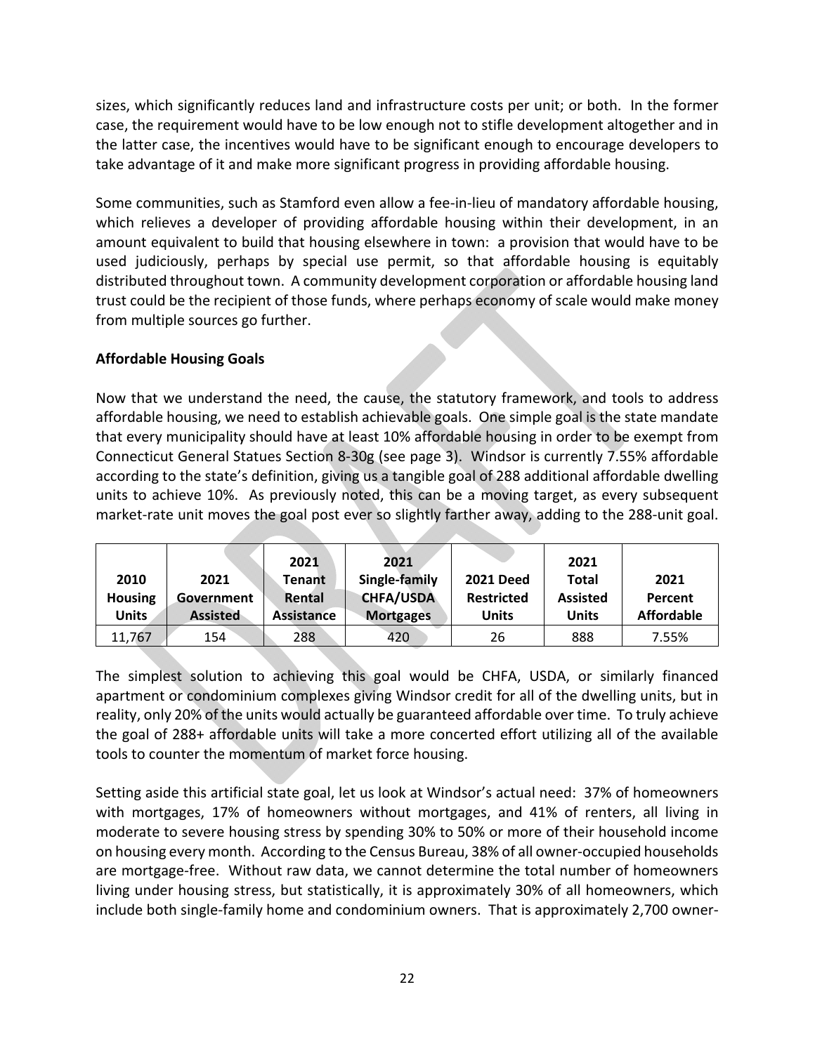sizes, which significantly reduces land and infrastructure costs per unit; or both. In the former case, the requirement would have to be low enough not to stifle development altogether and in the latter case, the incentives would have to be significant enough to encourage developers to take advantage of it and make more significant progress in providing affordable housing.

Some communities, such as Stamford even allow a fee-in-lieu of mandatory affordable housing, which relieves a developer of providing affordable housing within their development, in an amount equivalent to build that housing elsewhere in town: a provision that would have to be used judiciously, perhaps by special use permit, so that affordable housing is equitably distributed throughout town. A community development corporation or affordable housing land trust could be the recipient of those funds, where perhaps economy of scale would make money from multiple sources go further.

**Affordable Housing Goals**

Now that we understand the need, the cause, the statutory framework, and tools to address affordable housing, we need to establish achievable goals. One simple goal is the state mandate that every municipality should have at least 10% affordable housing in order to be exempt from Connecticut General Statues Section 8-30g (see page 3). Windsor is currently 7.55% affordable according to the state's definition, giving us a tangible goal of 288 additional affordable dwelling units to achieve 10%. As previously noted, this can be a moving target, as every subsequent market-rate unit moves the goal post ever so slightly farther away, adding to the 288-unit goal.

| 2010 Housing Units | 2021 Government Assisted | 2021 Tenant Rental Assistance | 2021 Single-family CHFA/USDA Mortgages | 2021 Deed Restricted Units | 2021 Total Assisted Units | 2021 Percent Affordable |
|---|---|---|---|---|---|---|
| 11,767 | 154 | 288 | 420 | 26 | 888 | 7.55% |

The simplest solution to achieving this goal would be CHFA, USDA, or similarly financed apartment or condominium complexes giving Windsor credit for all of the dwelling units, but in reality, only 20% of the units would actually be guaranteed affordable over time. To truly achieve the goal of 288+ affordable units will take a more concerted effort utilizing all of the available tools to counter the momentum of market force housing.

Setting aside this artificial state goal, let us look at Windsor's actual need: 37% of homeowners with mortgages, 17% of homeowners without mortgages, and 41% of renters, all living in moderate to severe housing stress by spending 30% to 50% or more of their household income on housing every month. According to the Census Bureau, 38% of all owner-occupied households are mortgage-free. Without raw data, we cannot determine the total number of homeowners living under housing stress, but statistically, it is approximately 30% of all homeowners, which include both single-family home and condominium owners. That is approximately 2,700 owner-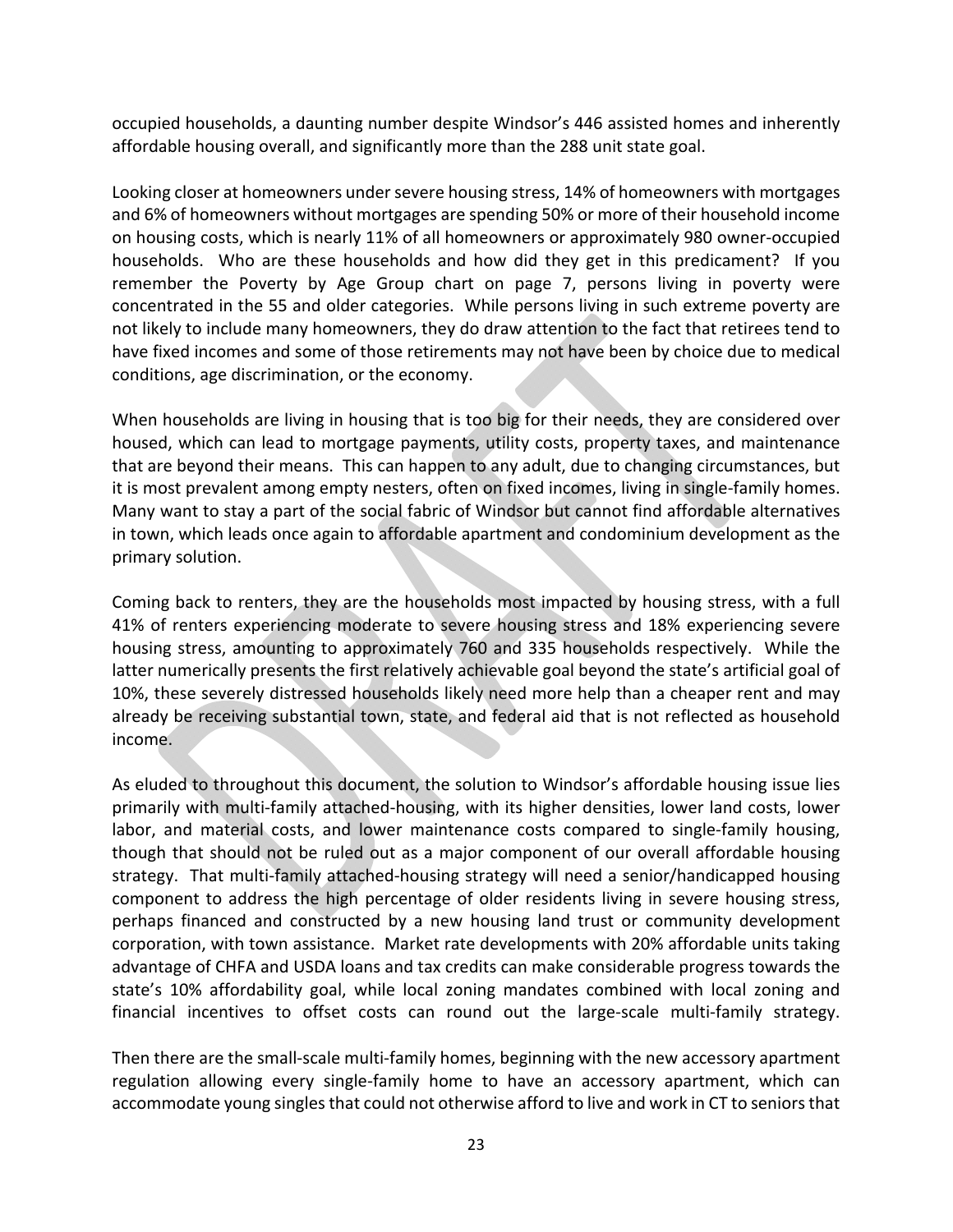occupied households, a daunting number despite Windsor's 446 assisted homes and inherently affordable housing overall, and significantly more than the 288 unit state goal.

Looking closer at homeowners under severe housing stress, 14% of homeowners with mortgages and 6% of homeowners without mortgages are spending 50% or more of their household income on housing costs, which is nearly 11% of all homeowners or approximately 980 owner-occupied households. Who are these households and how did they get in this predicament? If you remember the Poverty by Age Group chart on page 7, persons living in poverty were concentrated in the 55 and older categories. While persons living in such extreme poverty are not likely to include many homeowners, they do draw attention to the fact that retirees tend to have fixed incomes and some of those retirements may not have been by choice due to medical conditions, age discrimination, or the economy.

When households are living in housing that is too big for their needs, they are considered over housed, which can lead to mortgage payments, utility costs, property taxes, and maintenance that are beyond their means. This can happen to any adult, due to changing circumstances, but it is most prevalent among empty nesters, often on fixed incomes, living in single-family homes. Many want to stay a part of the social fabric of Windsor but cannot find affordable alternatives in town, which leads once again to affordable apartment and condominium development as the primary solution.

Coming back to renters, they are the households most impacted by housing stress, with a full 41% of renters experiencing moderate to severe housing stress and 18% experiencing severe housing stress, amounting to approximately 760 and 335 households respectively. While the latter numerically presents the first relatively achievable goal beyond the state's artificial goal of 10%, these severely distressed households likely need more help than a cheaper rent and may already be receiving substantial town, state, and federal aid that is not reflected as household income.

As eluded to throughout this document, the solution to Windsor's affordable housing issue lies primarily with multi-family attached-housing, with its higher densities, lower land costs, lower labor, and material costs, and lower maintenance costs compared to single-family housing, though that should not be ruled out as a major component of our overall affordable housing strategy. That multi-family attached-housing strategy will need a senior/handicapped housing component to address the high percentage of older residents living in severe housing stress, perhaps financed and constructed by a new housing land trust or community development corporation, with town assistance. Market rate developments with 20% affordable units taking advantage of CHFA and USDA loans and tax credits can make considerable progress towards the state's 10% affordability goal, while local zoning mandates combined with local zoning and financial incentives to offset costs can round out the large-scale multi-family strategy.

Then there are the small-scale multi-family homes, beginning with the new accessory apartment regulation allowing every single-family home to have an accessory apartment, which can accommodate young singles that could not otherwise afford to live and work in CT to seniors that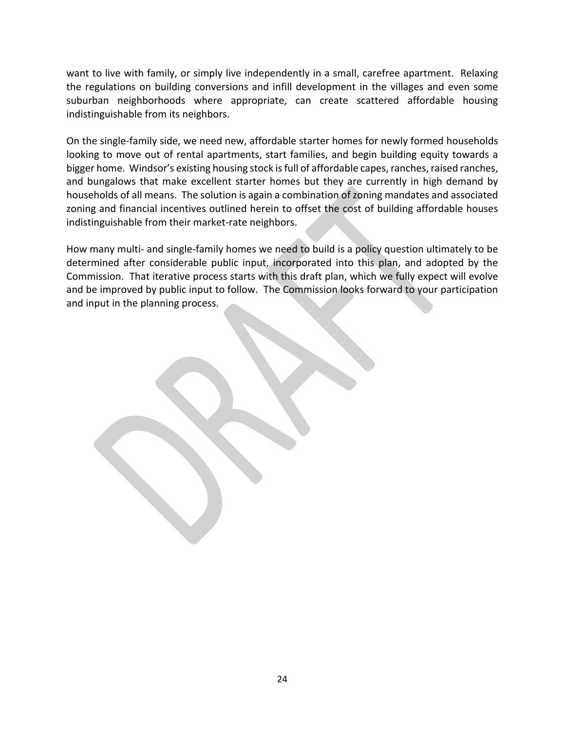want to live with family, or simply live independently in a small, carefree apartment. Relaxing the regulations on building conversions and infill development in the villages and even some suburban neighborhoods where appropriate, can create scattered affordable housing indistinguishable from its neighbors.

On the single-family side, we need new, affordable starter homes for newly formed households looking to move out of rental apartments, start families, and begin building equity towards a bigger home. Windsor's existing housing stock is full of affordable capes, ranches, raised ranches, and bungalows that make excellent starter homes but they are currently in high demand by households of all means. The solution is again a combination of zoning mandates and associated zoning and financial incentives outlined herein to offset the cost of building affordable houses indistinguishable from their market-rate neighbors.

How many multi- and single-family homes we need to build is a policy question ultimately to be determined after considerable public input, incorporated into this plan, and adopted by the Commission. That iterative process starts with this draft plan, which we fully expect will evolve and be improved by public input to follow. The Commission looks forward to your participation and input in the planning process.